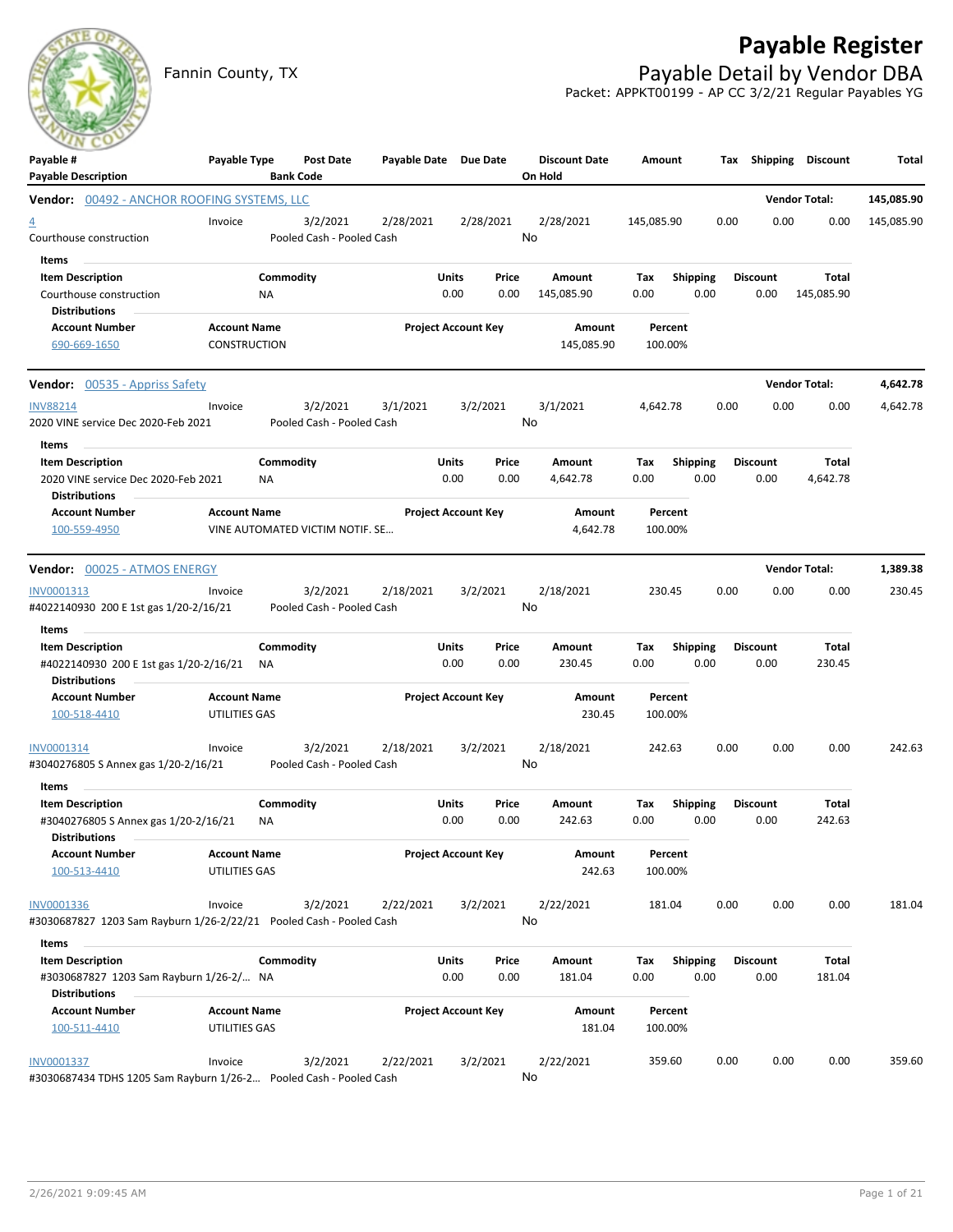# Payable Register

## Payable Detail by Vendor DBA

Fannin County, TX

Packet: APPKT00199 - AP CC 3/2/21 Regular Payables YG

| Payable # / Payable Description | Payable Type | Post Date / Bank Code | Payable Date | Due Date | Discount Date / On Hold | Amount | Tax | Shipping | Discount | Total |
|---|---|---|---|---|---|---|---|---|---|---|

**Vendor: 00492 - ANCHOR ROOFING SYSTEMS, LLC** — Vendor Total: **145,085.90**

| Payable # | Payable Type | Post Date | Payable Date | Due Date | Discount Date | Amount | Tax | Shipping | Discount | Total |
|---|---|---|---|---|---|---|---|---|---|---|
| 4 | Invoice | 3/2/2021 | 2/28/2021 | 2/28/2021 | 2/28/2021 | 145,085.90 | 0.00 | 0.00 | 0.00 | 145,085.90 |
| Courthouse construction | | Pooled Cash - Pooled Cash | | | No | | | | | |

Items

| Item Description | Commodity | Units | Price | Amount | Tax | Shipping | Discount | Total |
|---|---|---|---|---|---|---|---|---|
| Courthouse construction | NA | 0.00 | 0.00 | 145,085.90 | 0.00 | 0.00 | 0.00 | 145,085.90 |

Distributions

| Account Number | Account Name | Project Account Key | Amount | Percent |
|---|---|---|---|---|
| 690-669-1650 | CONSTRUCTION | | 145,085.90 | 100.00% |

**Vendor: 00535 - Appriss Safety** — Vendor Total: **4,642.78**

| Payable # | Payable Type | Post Date | Payable Date | Due Date | Discount Date | Amount | Tax | Shipping | Discount | Total |
|---|---|---|---|---|---|---|---|---|---|---|
| INV88214 | Invoice | 3/2/2021 | 3/1/2021 | 3/2/2021 | 3/1/2021 | 4,642.78 | 0.00 | 0.00 | 0.00 | 4,642.78 |
| 2020 VINE service Dec 2020-Feb 2021 | | Pooled Cash - Pooled Cash | | | No | | | | | |

Items

| Item Description | Commodity | Units | Price | Amount | Tax | Shipping | Discount | Total |
|---|---|---|---|---|---|---|---|---|
| 2020 VINE service Dec 2020-Feb 2021 | NA | 0.00 | 0.00 | 4,642.78 | 0.00 | 0.00 | 0.00 | 4,642.78 |

Distributions

| Account Number | Account Name | Project Account Key | Amount | Percent |
|---|---|---|---|---|
| 100-559-4950 | VINE AUTOMATED VICTIM NOTIF. SE… | | 4,642.78 | 100.00% |

**Vendor: 00025 - ATMOS ENERGY** — Vendor Total: **1,389.38**

| Payable # | Payable Type | Post Date | Payable Date | Due Date | Discount Date | Amount | Tax | Shipping | Discount | Total |
|---|---|---|---|---|---|---|---|---|---|---|
| INV0001313 | Invoice | 3/2/2021 | 2/18/2021 | 3/2/2021 | 2/18/2021 | 230.45 | 0.00 | 0.00 | 0.00 | 230.45 |
| #4022140930 200 E 1st gas 1/20-2/16/21 | | Pooled Cash - Pooled Cash | | | No | | | | | |

Items

| Item Description | Commodity | Units | Price | Amount | Tax | Shipping | Discount | Total |
|---|---|---|---|---|---|---|---|---|
| #4022140930 200 E 1st gas 1/20-2/16/21 | NA | 0.00 | 0.00 | 230.45 | 0.00 | 0.00 | 0.00 | 230.45 |

Distributions

| Account Number | Account Name | Project Account Key | Amount | Percent |
|---|---|---|---|---|
| 100-518-4410 | UTILITIES GAS | | 230.45 | 100.00% |

| Payable # | Payable Type | Post Date | Payable Date | Due Date | Discount Date | Amount | Tax | Shipping | Discount | Total |
|---|---|---|---|---|---|---|---|---|---|---|
| INV0001314 | Invoice | 3/2/2021 | 2/18/2021 | 3/2/2021 | 2/18/2021 | 242.63 | 0.00 | 0.00 | 0.00 | 242.63 |
| #3040276805 S Annex gas 1/20-2/16/21 | | Pooled Cash - Pooled Cash | | | No | | | | | |

Items

| Item Description | Commodity | Units | Price | Amount | Tax | Shipping | Discount | Total |
|---|---|---|---|---|---|---|---|---|
| #3040276805 S Annex gas 1/20-2/16/21 | NA | 0.00 | 0.00 | 242.63 | 0.00 | 0.00 | 0.00 | 242.63 |

Distributions

| Account Number | Account Name | Project Account Key | Amount | Percent |
|---|---|---|---|---|
| 100-513-4410 | UTILITIES GAS | | 242.63 | 100.00% |

| Payable # | Payable Type | Post Date | Payable Date | Due Date | Discount Date | Amount | Tax | Shipping | Discount | Total |
|---|---|---|---|---|---|---|---|---|---|---|
| INV0001336 | Invoice | 3/2/2021 | 2/22/2021 | 3/2/2021 | 2/22/2021 | 181.04 | 0.00 | 0.00 | 0.00 | 181.04 |
| #3030687827 1203 Sam Rayburn 1/26-2/22/21 | | Pooled Cash - Pooled Cash | | | No | | | | | |

Items

| Item Description | Commodity | Units | Price | Amount | Tax | Shipping | Discount | Total |
|---|---|---|---|---|---|---|---|---|
| #3030687827 1203 Sam Rayburn 1/26-2/… | NA | 0.00 | 0.00 | 181.04 | 0.00 | 0.00 | 0.00 | 181.04 |

Distributions

| Account Number | Account Name | Project Account Key | Amount | Percent |
|---|---|---|---|---|
| 100-511-4410 | UTILITIES GAS | | 181.04 | 100.00% |

| Payable # | Payable Type | Post Date | Payable Date | Due Date | Discount Date | Amount | Tax | Shipping | Discount | Total |
|---|---|---|---|---|---|---|---|---|---|---|
| INV0001337 | Invoice | 3/2/2021 | 2/22/2021 | 3/2/2021 | 2/22/2021 | 359.60 | 0.00 | 0.00 | 0.00 | 359.60 |
| #3030687434 TDHS 1205 Sam Rayburn 1/26-2… | | Pooled Cash - Pooled Cash | | | No | | | | | |

2/26/2021 9:09:45 AM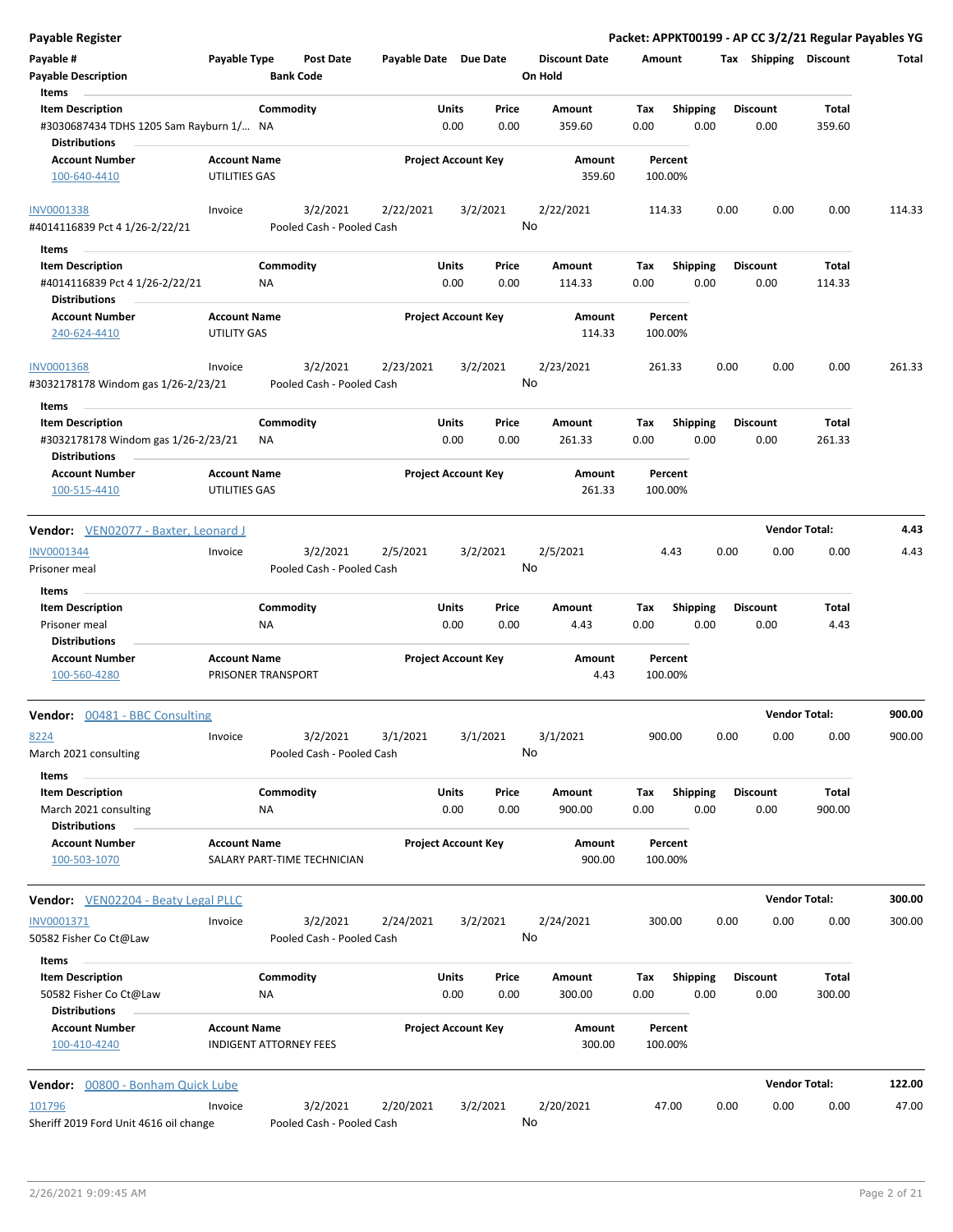# Payable Register

**Packet: APPKT00199 - AP CC 3/2/21 Regular Payables YG**

| Payable # | Payable Type | Post Date | Payable Date | Due Date | Discount Date | Amount | Tax | Shipping | Discount | Total |
|---|---|---|---|---|---|---|---|---|---|---|
| Payable Description | | Bank Code | | | On Hold | | | | | |

**Items**

| Item Description | Commodity | Units | Price | Amount | Tax | Shipping | Discount | Total |
|---|---|---|---|---|---|---|---|---|
| #3030687434 TDHS 1205 Sam Rayburn 1/... | NA | 0.00 | 0.00 | 359.60 | 0.00 | 0.00 | 0.00 | 359.60 |

**Distributions**

| Account Number | Account Name | Project Account Key | Amount | Percent |
|---|---|---|---|---|
| 100-640-4410 | UTILITIES GAS | | 359.60 | 100.00% |

| Payable # | Payable Type | Post Date | Payable Date | Due Date | Discount Date | Amount | Tax | Shipping | Discount | Total |
|---|---|---|---|---|---|---|---|---|---|---|
| INV0001338 | Invoice | 3/2/2021 | 2/22/2021 | 3/2/2021 | 2/22/2021 | 114.33 | 0.00 | 0.00 | 0.00 | 114.33 |
| #4014116839 Pct 4 1/26-2/22/21 | | Pooled Cash - Pooled Cash | | | No | | | | | |

**Items**

| Item Description | Commodity | Units | Price | Amount | Tax | Shipping | Discount | Total |
|---|---|---|---|---|---|---|---|---|
| #4014116839 Pct 4 1/26-2/22/21 | NA | 0.00 | 0.00 | 114.33 | 0.00 | 0.00 | 0.00 | 114.33 |

**Distributions**

| Account Number | Account Name | Project Account Key | Amount | Percent |
|---|---|---|---|---|
| 240-624-4410 | UTILITY GAS | | 114.33 | 100.00% |

| Payable # | Payable Type | Post Date | Payable Date | Due Date | Discount Date | Amount | Tax | Shipping | Discount | Total |
|---|---|---|---|---|---|---|---|---|---|---|
| INV0001368 | Invoice | 3/2/2021 | 2/23/2021 | 3/2/2021 | 2/23/2021 | 261.33 | 0.00 | 0.00 | 0.00 | 261.33 |
| #3032178178 Windom gas 1/26-2/23/21 | | Pooled Cash - Pooled Cash | | | No | | | | | |

**Items**

| Item Description | Commodity | Units | Price | Amount | Tax | Shipping | Discount | Total |
|---|---|---|---|---|---|---|---|---|
| #3032178178 Windom gas 1/26-2/23/21 | NA | 0.00 | 0.00 | 261.33 | 0.00 | 0.00 | 0.00 | 261.33 |

**Distributions**

| Account Number | Account Name | Project Account Key | Amount | Percent |
|---|---|---|---|---|
| 100-515-4410 | UTILITIES GAS | | 261.33 | 100.00% |

**Vendor:** VEN02077 - Baxter, Leonard J — **Vendor Total: 4.43**

| Payable # | Payable Type | Post Date | Payable Date | Due Date | Discount Date | Amount | Tax | Shipping | Discount | Total |
|---|---|---|---|---|---|---|---|---|---|---|
| INV0001344 | Invoice | 3/2/2021 | 2/5/2021 | 3/2/2021 | 2/5/2021 | 4.43 | 0.00 | 0.00 | 0.00 | 4.43 |
| Prisoner meal | | Pooled Cash - Pooled Cash | | | No | | | | | |

**Items**

| Item Description | Commodity | Units | Price | Amount | Tax | Shipping | Discount | Total |
|---|---|---|---|---|---|---|---|---|
| Prisoner meal | NA | 0.00 | 0.00 | 4.43 | 0.00 | 0.00 | 0.00 | 4.43 |

**Distributions**

| Account Number | Account Name | Project Account Key | Amount | Percent |
|---|---|---|---|---|
| 100-560-4280 | PRISONER TRANSPORT | | 4.43 | 100.00% |

**Vendor:** 00481 - BBC Consulting — **Vendor Total: 900.00**

| Payable # | Payable Type | Post Date | Payable Date | Due Date | Discount Date | Amount | Tax | Shipping | Discount | Total |
|---|---|---|---|---|---|---|---|---|---|---|
| 8224 | Invoice | 3/2/2021 | 3/1/2021 | 3/1/2021 | 3/1/2021 | 900.00 | 0.00 | 0.00 | 0.00 | 900.00 |
| March 2021 consulting | | Pooled Cash - Pooled Cash | | | No | | | | | |

**Items**

| Item Description | Commodity | Units | Price | Amount | Tax | Shipping | Discount | Total |
|---|---|---|---|---|---|---|---|---|
| March 2021 consulting | NA | 0.00 | 0.00 | 900.00 | 0.00 | 0.00 | 0.00 | 900.00 |

**Distributions**

| Account Number | Account Name | Project Account Key | Amount | Percent |
|---|---|---|---|---|
| 100-503-1070 | SALARY PART-TIME TECHNICIAN | | 900.00 | 100.00% |

**Vendor:** VEN02204 - Beaty Legal PLLC — **Vendor Total: 300.00**

| Payable # | Payable Type | Post Date | Payable Date | Due Date | Discount Date | Amount | Tax | Shipping | Discount | Total |
|---|---|---|---|---|---|---|---|---|---|---|
| INV0001371 | Invoice | 3/2/2021 | 2/24/2021 | 3/2/2021 | 2/24/2021 | 300.00 | 0.00 | 0.00 | 0.00 | 300.00 |
| 50582 Fisher Co Ct@Law | | Pooled Cash - Pooled Cash | | | No | | | | | |

**Items**

| Item Description | Commodity | Units | Price | Amount | Tax | Shipping | Discount | Total |
|---|---|---|---|---|---|---|---|---|
| 50582 Fisher Co Ct@Law | NA | 0.00 | 0.00 | 300.00 | 0.00 | 0.00 | 0.00 | 300.00 |

**Distributions**

| Account Number | Account Name | Project Account Key | Amount | Percent |
|---|---|---|---|---|
| 100-410-4240 | INDIGENT ATTORNEY FEES | | 300.00 | 100.00% |

**Vendor:** 00800 - Bonham Quick Lube — **Vendor Total: 122.00**

| Payable # | Payable Type | Post Date | Payable Date | Due Date | Discount Date | Amount | Tax | Shipping | Discount | Total |
|---|---|---|---|---|---|---|---|---|---|---|
| 101796 | Invoice | 3/2/2021 | 2/20/2021 | 3/2/2021 | 2/20/2021 | 47.00 | 0.00 | 0.00 | 0.00 | 47.00 |
| Sheriff 2019 Ford Unit 4616 oil change | | Pooled Cash - Pooled Cash | | | No | | | | | |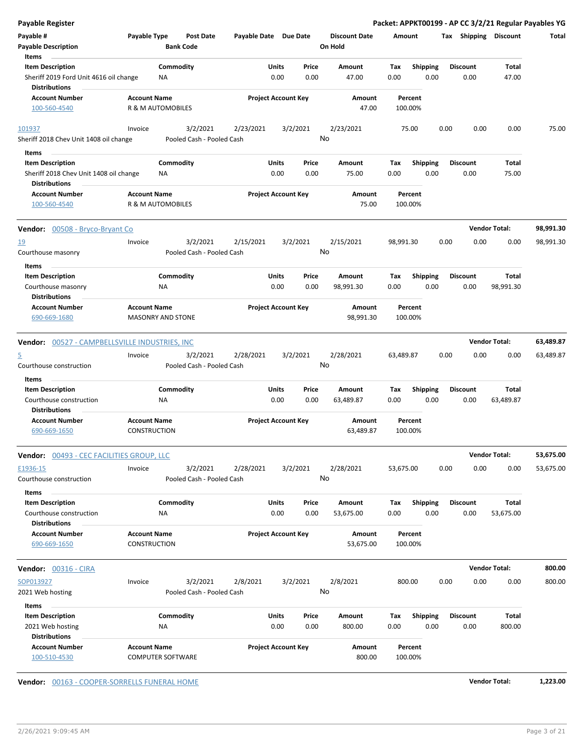**Payable Register** — **Packet: APPKT00199 - AP CC 3/2/21 Regular Payables YG**

| Payable # | Payable Type | Post Date | Payable Date | Due Date | Discount Date | Amount | Tax | Shipping | Discount | Total |
|---|---|---|---|---|---|---|---|---|---|---|
| Payable Description | | Bank Code | | | On Hold | | | | | |

**Items**

| Item Description | Commodity | Units | Price | Amount | Tax | Shipping | Discount | Total |
|---|---|---|---|---|---|---|---|---|
| Sheriff 2019 Ford Unit 4616 oil change | NA | 0.00 | 0.00 | 47.00 | 0.00 | 0.00 | 0.00 | 47.00 |

**Distributions**

| Account Number | Account Name | Project Account Key | Amount | Percent |
|---|---|---|---|---|
| 100-560-4540 | R & M AUTOMOBILES | | 47.00 | 100.00% |

| Payable # | Payable Type | Post Date | Payable Date | Due Date | Discount Date | Amount | Tax | Shipping | Discount | Total |
|---|---|---|---|---|---|---|---|---|---|---|
| 101937 | Invoice | 3/2/2021 | 2/23/2021 | 3/2/2021 | 2/23/2021 | 75.00 | 0.00 | 0.00 | 0.00 | 75.00 |
| Sheriff 2018 Chev Unit 1408 oil change | | Pooled Cash - Pooled Cash | | | No | | | | | |

**Items**

| Item Description | Commodity | Units | Price | Amount | Tax | Shipping | Discount | Total |
|---|---|---|---|---|---|---|---|---|
| Sheriff 2018 Chev Unit 1408 oil change | NA | 0.00 | 0.00 | 75.00 | 0.00 | 0.00 | 0.00 | 75.00 |

**Distributions**

| Account Number | Account Name | Project Account Key | Amount | Percent |
|---|---|---|---|---|
| 100-560-4540 | R & M AUTOMOBILES | | 75.00 | 100.00% |

**Vendor:** 00508 - Bryco-Bryant Co — **Vendor Total: 98,991.30**

| Payable # | Payable Type | Post Date | Payable Date | Due Date | Discount Date | Amount | Tax | Shipping | Discount | Total |
|---|---|---|---|---|---|---|---|---|---|---|
| 19 | Invoice | 3/2/2021 | 2/15/2021 | 3/2/2021 | 2/15/2021 | 98,991.30 | 0.00 | 0.00 | 0.00 | 98,991.30 |
| Courthouse masonry | | Pooled Cash - Pooled Cash | | | No | | | | | |

**Items**

| Item Description | Commodity | Units | Price | Amount | Tax | Shipping | Discount | Total |
|---|---|---|---|---|---|---|---|---|
| Courthouse masonry | NA | 0.00 | 0.00 | 98,991.30 | 0.00 | 0.00 | 0.00 | 98,991.30 |

**Distributions**

| Account Number | Account Name | Project Account Key | Amount | Percent |
|---|---|---|---|---|
| 690-669-1680 | MASONRY AND STONE | | 98,991.30 | 100.00% |

**Vendor:** 00527 - CAMPBELLSVILLE INDUSTRIES, INC — **Vendor Total: 63,489.87**

| Payable # | Payable Type | Post Date | Payable Date | Due Date | Discount Date | Amount | Tax | Shipping | Discount | Total |
|---|---|---|---|---|---|---|---|---|---|---|
| 5 | Invoice | 3/2/2021 | 2/28/2021 | 3/2/2021 | 2/28/2021 | 63,489.87 | 0.00 | 0.00 | 0.00 | 63,489.87 |
| Courthouse construction | | Pooled Cash - Pooled Cash | | | No | | | | | |

**Items**

| Item Description | Commodity | Units | Price | Amount | Tax | Shipping | Discount | Total |
|---|---|---|---|---|---|---|---|---|
| Courthouse construction | NA | 0.00 | 0.00 | 63,489.87 | 0.00 | 0.00 | 0.00 | 63,489.87 |

**Distributions**

| Account Number | Account Name | Project Account Key | Amount | Percent |
|---|---|---|---|---|
| 690-669-1650 | CONSTRUCTION | | 63,489.87 | 100.00% |

**Vendor:** 00493 - CEC FACILITIES GROUP, LLC — **Vendor Total: 53,675.00**

| Payable # | Payable Type | Post Date | Payable Date | Due Date | Discount Date | Amount | Tax | Shipping | Discount | Total |
|---|---|---|---|---|---|---|---|---|---|---|
| E1936-15 | Invoice | 3/2/2021 | 2/28/2021 | 3/2/2021 | 2/28/2021 | 53,675.00 | 0.00 | 0.00 | 0.00 | 53,675.00 |
| Courthouse construction | | Pooled Cash - Pooled Cash | | | No | | | | | |

**Items**

| Item Description | Commodity | Units | Price | Amount | Tax | Shipping | Discount | Total |
|---|---|---|---|---|---|---|---|---|
| Courthouse construction | NA | 0.00 | 0.00 | 53,675.00 | 0.00 | 0.00 | 0.00 | 53,675.00 |

**Distributions**

| Account Number | Account Name | Project Account Key | Amount | Percent |
|---|---|---|---|---|
| 690-669-1650 | CONSTRUCTION | | 53,675.00 | 100.00% |

**Vendor:** 00316 - CIRA — **Vendor Total: 800.00**

| Payable # | Payable Type | Post Date | Payable Date | Due Date | Discount Date | Amount | Tax | Shipping | Discount | Total |
|---|---|---|---|---|---|---|---|---|---|---|
| SOP013927 | Invoice | 3/2/2021 | 2/8/2021 | 3/2/2021 | 2/8/2021 | 800.00 | 0.00 | 0.00 | 0.00 | 800.00 |
| 2021 Web hosting | | Pooled Cash - Pooled Cash | | | No | | | | | |

**Items**

| Item Description | Commodity | Units | Price | Amount | Tax | Shipping | Discount | Total |
|---|---|---|---|---|---|---|---|---|
| 2021 Web hosting | NA | 0.00 | 0.00 | 800.00 | 0.00 | 0.00 | 0.00 | 800.00 |

**Distributions**

| Account Number | Account Name | Project Account Key | Amount | Percent |
|---|---|---|---|---|
| 100-510-4530 | COMPUTER SOFTWARE | | 800.00 | 100.00% |

**Vendor:** 00163 - COOPER-SORRELLS FUNERAL HOME — **Vendor Total: 1,223.00**

2/26/2021 9:09:45 AM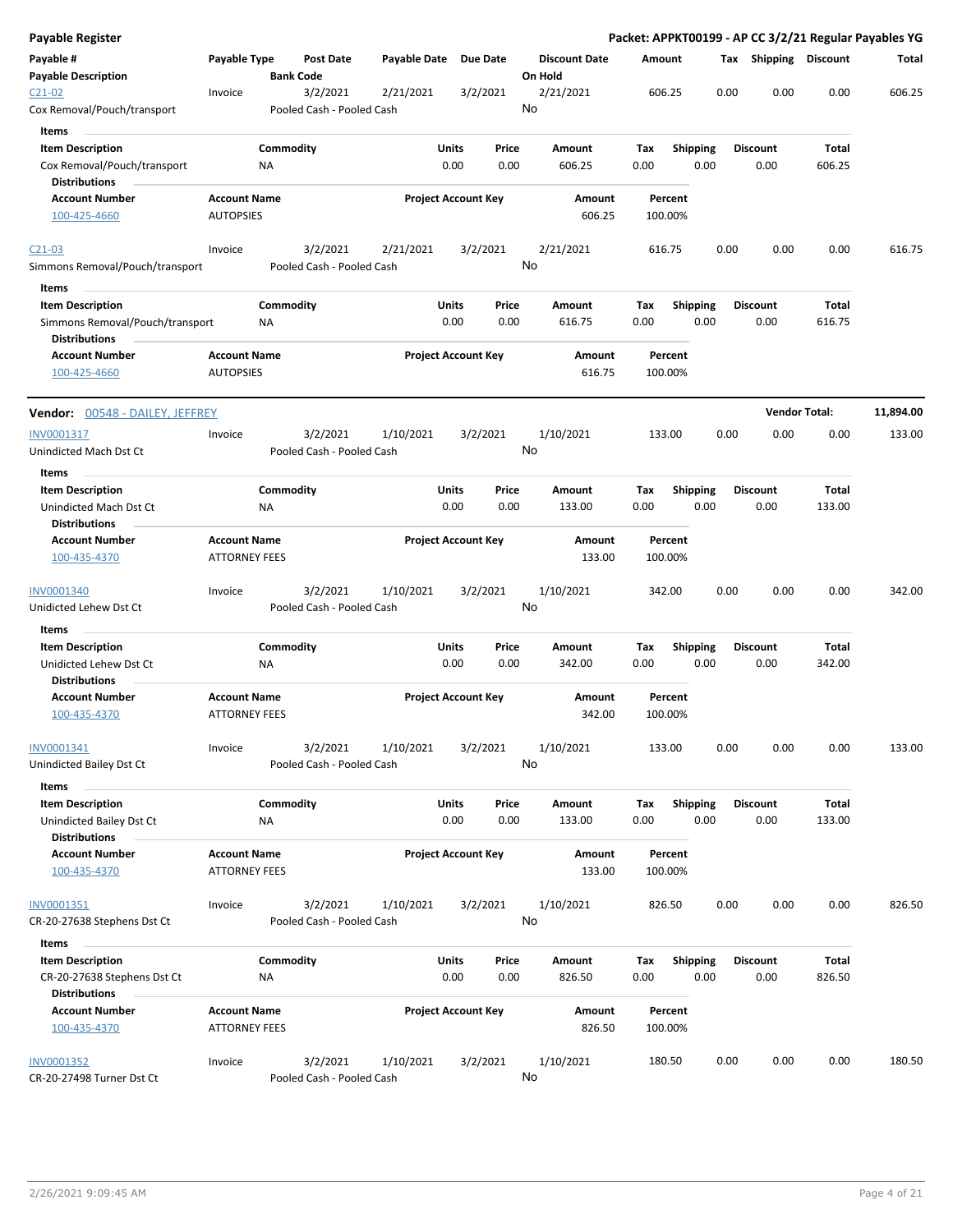**Payable Register** — **Packet: APPKT00199 - AP CC 3/2/21 Regular Payables YG**

| Payable # / Payable Description | Payable Type | Post Date / Bank Code | Payable Date | Due Date | Discount Date / On Hold | Amount | Tax | Shipping | Discount | Total |
|---|---|---|---|---|---|---|---|---|---|---|
| C21-02 / Cox Removal/Pouch/transport | Invoice | 3/2/2021 / Pooled Cash - Pooled Cash | 2/21/2021 | 3/2/2021 | 2/21/2021 / No | 606.25 | 0.00 | 0.00 | 0.00 | 606.25 |

**Items**

| Item Description | Commodity | Units | Price | Amount | Tax | Shipping | Discount | Total |
|---|---|---|---|---|---|---|---|---|
| Cox Removal/Pouch/transport | NA | 0.00 | 0.00 | 606.25 | 0.00 | 0.00 | 0.00 | 606.25 |

**Distributions**

| Account Number | Account Name | Project Account Key | Amount | Percent |
|---|---|---|---|---|
| 100-425-4660 | AUTOPSIES | | 606.25 | 100.00% |

| Payable # / Payable Description | Payable Type | Post Date / Bank Code | Payable Date | Due Date | Discount Date / On Hold | Amount | Tax | Shipping | Discount | Total |
|---|---|---|---|---|---|---|---|---|---|---|
| C21-03 / Simmons Removal/Pouch/transport | Invoice | 3/2/2021 / Pooled Cash - Pooled Cash | 2/21/2021 | 3/2/2021 | 2/21/2021 / No | 616.75 | 0.00 | 0.00 | 0.00 | 616.75 |

**Items**

| Item Description | Commodity | Units | Price | Amount | Tax | Shipping | Discount | Total |
|---|---|---|---|---|---|---|---|---|
| Simmons Removal/Pouch/transport | NA | 0.00 | 0.00 | 616.75 | 0.00 | 0.00 | 0.00 | 616.75 |

**Distributions**

| Account Number | Account Name | Project Account Key | Amount | Percent |
|---|---|---|---|---|
| 100-425-4660 | AUTOPSIES | | 616.75 | 100.00% |

---

**Vendor: 00548 - DAILEY, JEFFREY** — **Vendor Total: 11,894.00**

| Payable # / Payable Description | Payable Type | Post Date / Bank Code | Payable Date | Due Date | Discount Date / On Hold | Amount | Tax | Shipping | Discount | Total |
|---|---|---|---|---|---|---|---|---|---|---|
| INV0001317 / Unindicted Mach Dst Ct | Invoice | 3/2/2021 / Pooled Cash - Pooled Cash | 1/10/2021 | 3/2/2021 | 1/10/2021 / No | 133.00 | 0.00 | 0.00 | 0.00 | 133.00 |

**Items**

| Item Description | Commodity | Units | Price | Amount | Tax | Shipping | Discount | Total |
|---|---|---|---|---|---|---|---|---|
| Unindicted Mach Dst Ct | NA | 0.00 | 0.00 | 133.00 | 0.00 | 0.00 | 0.00 | 133.00 |

**Distributions**

| Account Number | Account Name | Project Account Key | Amount | Percent |
|---|---|---|---|---|
| 100-435-4370 | ATTORNEY FEES | | 133.00 | 100.00% |

| Payable # / Payable Description | Payable Type | Post Date / Bank Code | Payable Date | Due Date | Discount Date / On Hold | Amount | Tax | Shipping | Discount | Total |
|---|---|---|---|---|---|---|---|---|---|---|
| INV0001340 / Unidicted Lehew Dst Ct | Invoice | 3/2/2021 / Pooled Cash - Pooled Cash | 1/10/2021 | 3/2/2021 | 1/10/2021 / No | 342.00 | 0.00 | 0.00 | 0.00 | 342.00 |

**Items**

| Item Description | Commodity | Units | Price | Amount | Tax | Shipping | Discount | Total |
|---|---|---|---|---|---|---|---|---|
| Unidicted Lehew Dst Ct | NA | 0.00 | 0.00 | 342.00 | 0.00 | 0.00 | 0.00 | 342.00 |

**Distributions**

| Account Number | Account Name | Project Account Key | Amount | Percent |
|---|---|---|---|---|
| 100-435-4370 | ATTORNEY FEES | | 342.00 | 100.00% |

| Payable # / Payable Description | Payable Type | Post Date / Bank Code | Payable Date | Due Date | Discount Date / On Hold | Amount | Tax | Shipping | Discount | Total |
|---|---|---|---|---|---|---|---|---|---|---|
| INV0001341 / Unindicted Bailey Dst Ct | Invoice | 3/2/2021 / Pooled Cash - Pooled Cash | 1/10/2021 | 3/2/2021 | 1/10/2021 / No | 133.00 | 0.00 | 0.00 | 0.00 | 133.00 |

**Items**

| Item Description | Commodity | Units | Price | Amount | Tax | Shipping | Discount | Total |
|---|---|---|---|---|---|---|---|---|
| Unindicted Bailey Dst Ct | NA | 0.00 | 0.00 | 133.00 | 0.00 | 0.00 | 0.00 | 133.00 |

**Distributions**

| Account Number | Account Name | Project Account Key | Amount | Percent |
|---|---|---|---|---|
| 100-435-4370 | ATTORNEY FEES | | 133.00 | 100.00% |

| Payable # / Payable Description | Payable Type | Post Date / Bank Code | Payable Date | Due Date | Discount Date / On Hold | Amount | Tax | Shipping | Discount | Total |
|---|---|---|---|---|---|---|---|---|---|---|
| INV0001351 / CR-20-27638 Stephens Dst Ct | Invoice | 3/2/2021 / Pooled Cash - Pooled Cash | 1/10/2021 | 3/2/2021 | 1/10/2021 / No | 826.50 | 0.00 | 0.00 | 0.00 | 826.50 |

**Items**

| Item Description | Commodity | Units | Price | Amount | Tax | Shipping | Discount | Total |
|---|---|---|---|---|---|---|---|---|
| CR-20-27638 Stephens Dst Ct | NA | 0.00 | 0.00 | 826.50 | 0.00 | 0.00 | 0.00 | 826.50 |

**Distributions**

| Account Number | Account Name | Project Account Key | Amount | Percent |
|---|---|---|---|---|
| 100-435-4370 | ATTORNEY FEES | | 826.50 | 100.00% |

| Payable # / Payable Description | Payable Type | Post Date / Bank Code | Payable Date | Due Date | Discount Date / On Hold | Amount | Tax | Shipping | Discount | Total |
|---|---|---|---|---|---|---|---|---|---|---|
| INV0001352 / CR-20-27498 Turner Dst Ct | Invoice | 3/2/2021 / Pooled Cash - Pooled Cash | 1/10/2021 | 3/2/2021 | 1/10/2021 / No | 180.50 | 0.00 | 0.00 | 0.00 | 180.50 |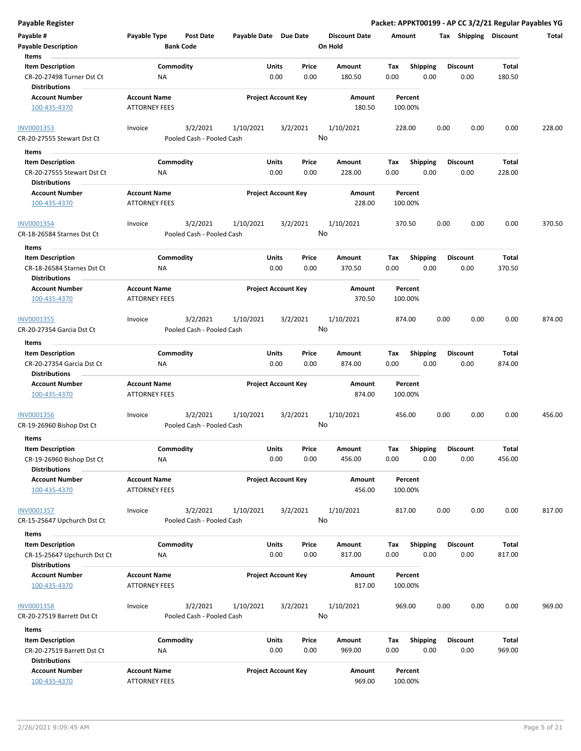**Payable Register** — Packet: APPKT00199 - AP CC 3/2/21 Regular Payables YG

| Payable # / Payable Description | Payable Type | Post Date / Bank Code | Payable Date | Due Date | Discount Date / On Hold | Amount | Tax | Shipping | Discount | Total |
|---|---|---|---|---|---|---|---|---|---|---|

**Items**

| Item Description | Commodity | Units | Price | Amount | Tax | Shipping | Discount | Total |
|---|---|---|---|---|---|---|---|---|
| CR-20-27498 Turner Dst Ct | NA | 0.00 | 0.00 | 180.50 | 0.00 | 0.00 | 0.00 | 180.50 |

**Distributions**

| Account Number | Account Name | Project Account Key | Amount | Percent |
|---|---|---|---|---|
| 100-435-4370 | ATTORNEY FEES | | 180.50 | 100.00% |

| Payable # | Payable Type | Post Date | Payable Date | Due Date | Discount Date | Amount | Tax | Shipping | Discount | Total |
|---|---|---|---|---|---|---|---|---|---|---|
| INV0001353 | Invoice | 3/2/2021 | 1/10/2021 | 3/2/2021 | 1/10/2021 | 228.00 | 0.00 | 0.00 | 0.00 | 228.00 |
| CR-20-27555 Stewart Dst Ct | | Pooled Cash - Pooled Cash | | | No | | | | | |

**Items**

| Item Description | Commodity | Units | Price | Amount | Tax | Shipping | Discount | Total |
|---|---|---|---|---|---|---|---|---|
| CR-20-27555 Stewart Dst Ct | NA | 0.00 | 0.00 | 228.00 | 0.00 | 0.00 | 0.00 | 228.00 |

**Distributions**

| Account Number | Account Name | Project Account Key | Amount | Percent |
|---|---|---|---|---|
| 100-435-4370 | ATTORNEY FEES | | 228.00 | 100.00% |

| Payable # | Payable Type | Post Date | Payable Date | Due Date | Discount Date | Amount | Tax | Shipping | Discount | Total |
|---|---|---|---|---|---|---|---|---|---|---|
| INV0001354 | Invoice | 3/2/2021 | 1/10/2021 | 3/2/2021 | 1/10/2021 | 370.50 | 0.00 | 0.00 | 0.00 | 370.50 |
| CR-18-26584 Starnes Dst Ct | | Pooled Cash - Pooled Cash | | | No | | | | | |

**Items**

| Item Description | Commodity | Units | Price | Amount | Tax | Shipping | Discount | Total |
|---|---|---|---|---|---|---|---|---|
| CR-18-26584 Starnes Dst Ct | NA | 0.00 | 0.00 | 370.50 | 0.00 | 0.00 | 0.00 | 370.50 |

**Distributions**

| Account Number | Account Name | Project Account Key | Amount | Percent |
|---|---|---|---|---|
| 100-435-4370 | ATTORNEY FEES | | 370.50 | 100.00% |

| Payable # | Payable Type | Post Date | Payable Date | Due Date | Discount Date | Amount | Tax | Shipping | Discount | Total |
|---|---|---|---|---|---|---|---|---|---|---|
| INV0001355 | Invoice | 3/2/2021 | 1/10/2021 | 3/2/2021 | 1/10/2021 | 874.00 | 0.00 | 0.00 | 0.00 | 874.00 |
| CR-20-27354 Garcia Dst Ct | | Pooled Cash - Pooled Cash | | | No | | | | | |

**Items**

| Item Description | Commodity | Units | Price | Amount | Tax | Shipping | Discount | Total |
|---|---|---|---|---|---|---|---|---|
| CR-20-27354 Garcia Dst Ct | NA | 0.00 | 0.00 | 874.00 | 0.00 | 0.00 | 0.00 | 874.00 |

**Distributions**

| Account Number | Account Name | Project Account Key | Amount | Percent |
|---|---|---|---|---|
| 100-435-4370 | ATTORNEY FEES | | 874.00 | 100.00% |

| Payable # | Payable Type | Post Date | Payable Date | Due Date | Discount Date | Amount | Tax | Shipping | Discount | Total |
|---|---|---|---|---|---|---|---|---|---|---|
| INV0001356 | Invoice | 3/2/2021 | 1/10/2021 | 3/2/2021 | 1/10/2021 | 456.00 | 0.00 | 0.00 | 0.00 | 456.00 |
| CR-19-26960 Bishop Dst Ct | | Pooled Cash - Pooled Cash | | | No | | | | | |

**Items**

| Item Description | Commodity | Units | Price | Amount | Tax | Shipping | Discount | Total |
|---|---|---|---|---|---|---|---|---|
| CR-19-26960 Bishop Dst Ct | NA | 0.00 | 0.00 | 456.00 | 0.00 | 0.00 | 0.00 | 456.00 |

**Distributions**

| Account Number | Account Name | Project Account Key | Amount | Percent |
|---|---|---|---|---|
| 100-435-4370 | ATTORNEY FEES | | 456.00 | 100.00% |

| Payable # | Payable Type | Post Date | Payable Date | Due Date | Discount Date | Amount | Tax | Shipping | Discount | Total |
|---|---|---|---|---|---|---|---|---|---|---|
| INV0001357 | Invoice | 3/2/2021 | 1/10/2021 | 3/2/2021 | 1/10/2021 | 817.00 | 0.00 | 0.00 | 0.00 | 817.00 |
| CR-15-25647 Upchurch Dst Ct | | Pooled Cash - Pooled Cash | | | No | | | | | |

**Items**

| Item Description | Commodity | Units | Price | Amount | Tax | Shipping | Discount | Total |
|---|---|---|---|---|---|---|---|---|
| CR-15-25647 Upchurch Dst Ct | NA | 0.00 | 0.00 | 817.00 | 0.00 | 0.00 | 0.00 | 817.00 |

**Distributions**

| Account Number | Account Name | Project Account Key | Amount | Percent |
|---|---|---|---|---|
| 100-435-4370 | ATTORNEY FEES | | 817.00 | 100.00% |

| Payable # | Payable Type | Post Date | Payable Date | Due Date | Discount Date | Amount | Tax | Shipping | Discount | Total |
|---|---|---|---|---|---|---|---|---|---|---|
| INV0001358 | Invoice | 3/2/2021 | 1/10/2021 | 3/2/2021 | 1/10/2021 | 969.00 | 0.00 | 0.00 | 0.00 | 969.00 |
| CR-20-27519 Barrett Dst Ct | | Pooled Cash - Pooled Cash | | | No | | | | | |

**Items**

| Item Description | Commodity | Units | Price | Amount | Tax | Shipping | Discount | Total |
|---|---|---|---|---|---|---|---|---|
| CR-20-27519 Barrett Dst Ct | NA | 0.00 | 0.00 | 969.00 | 0.00 | 0.00 | 0.00 | 969.00 |

**Distributions**

| Account Number | Account Name | Project Account Key | Amount | Percent |
|---|---|---|---|---|
| 100-435-4370 | ATTORNEY FEES | | 969.00 | 100.00% |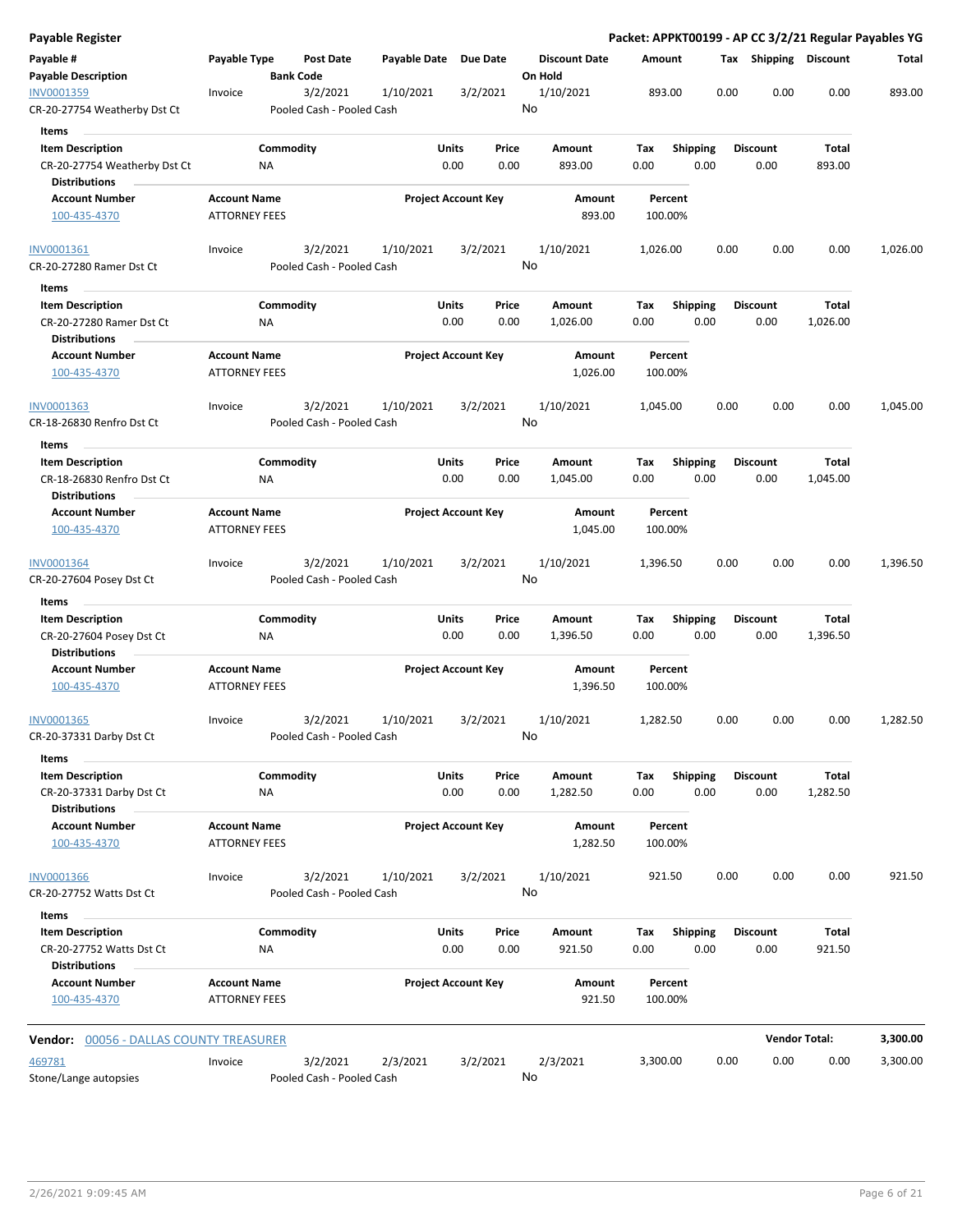# Payable Register

**Packet: APPKT00199 - AP CC 3/2/21 Regular Payables YG**

| Payable # / Payable Description | Payable Type | Post Date / Bank Code | Payable Date | Due Date | Discount Date / On Hold | Amount | Tax | Shipping | Discount | Total |
|---|---|---|---|---|---|---|---|---|---|---|
| INV0001359 | Invoice | 3/2/2021 | 1/10/2021 | 3/2/2021 | 1/10/2021 | 893.00 | 0.00 | 0.00 | 0.00 | 893.00 |
| CR-20-27754 Weatherby Dst Ct | | Pooled Cash - Pooled Cash | | | No | | | | | |

**Items**

| Item Description | Commodity | Units | Price | Amount | Tax | Shipping | Discount | Total |
|---|---|---|---|---|---|---|---|---|
| CR-20-27754 Weatherby Dst Ct | NA | 0.00 | 0.00 | 893.00 | 0.00 | 0.00 | 0.00 | 893.00 |

**Distributions**

| Account Number | Account Name | Project Account Key | Amount | Percent |
|---|---|---|---|---|
| 100-435-4370 | ATTORNEY FEES | | 893.00 | 100.00% |

| Payable # / Payable Description | Payable Type | Post Date / Bank Code | Payable Date | Due Date | Discount Date / On Hold | Amount | Tax | Shipping | Discount | Total |
|---|---|---|---|---|---|---|---|---|---|---|
| INV0001361 | Invoice | 3/2/2021 | 1/10/2021 | 3/2/2021 | 1/10/2021 | 1,026.00 | 0.00 | 0.00 | 0.00 | 1,026.00 |
| CR-20-27280 Ramer Dst Ct | | Pooled Cash - Pooled Cash | | | No | | | | | |

**Items**

| Item Description | Commodity | Units | Price | Amount | Tax | Shipping | Discount | Total |
|---|---|---|---|---|---|---|---|---|
| CR-20-27280 Ramer Dst Ct | NA | 0.00 | 0.00 | 1,026.00 | 0.00 | 0.00 | 0.00 | 1,026.00 |

**Distributions**

| Account Number | Account Name | Project Account Key | Amount | Percent |
|---|---|---|---|---|
| 100-435-4370 | ATTORNEY FEES | | 1,026.00 | 100.00% |

| Payable # / Payable Description | Payable Type | Post Date / Bank Code | Payable Date | Due Date | Discount Date / On Hold | Amount | Tax | Shipping | Discount | Total |
|---|---|---|---|---|---|---|---|---|---|---|
| INV0001363 | Invoice | 3/2/2021 | 1/10/2021 | 3/2/2021 | 1/10/2021 | 1,045.00 | 0.00 | 0.00 | 0.00 | 1,045.00 |
| CR-18-26830 Renfro Dst Ct | | Pooled Cash - Pooled Cash | | | No | | | | | |

**Items**

| Item Description | Commodity | Units | Price | Amount | Tax | Shipping | Discount | Total |
|---|---|---|---|---|---|---|---|---|
| CR-18-26830 Renfro Dst Ct | NA | 0.00 | 0.00 | 1,045.00 | 0.00 | 0.00 | 0.00 | 1,045.00 |

**Distributions**

| Account Number | Account Name | Project Account Key | Amount | Percent |
|---|---|---|---|---|
| 100-435-4370 | ATTORNEY FEES | | 1,045.00 | 100.00% |

| Payable # / Payable Description | Payable Type | Post Date / Bank Code | Payable Date | Due Date | Discount Date / On Hold | Amount | Tax | Shipping | Discount | Total |
|---|---|---|---|---|---|---|---|---|---|---|
| INV0001364 | Invoice | 3/2/2021 | 1/10/2021 | 3/2/2021 | 1/10/2021 | 1,396.50 | 0.00 | 0.00 | 0.00 | 1,396.50 |
| CR-20-27604 Posey Dst Ct | | Pooled Cash - Pooled Cash | | | No | | | | | |

**Items**

| Item Description | Commodity | Units | Price | Amount | Tax | Shipping | Discount | Total |
|---|---|---|---|---|---|---|---|---|
| CR-20-27604 Posey Dst Ct | NA | 0.00 | 0.00 | 1,396.50 | 0.00 | 0.00 | 0.00 | 1,396.50 |

**Distributions**

| Account Number | Account Name | Project Account Key | Amount | Percent |
|---|---|---|---|---|
| 100-435-4370 | ATTORNEY FEES | | 1,396.50 | 100.00% |

| Payable # / Payable Description | Payable Type | Post Date / Bank Code | Payable Date | Due Date | Discount Date / On Hold | Amount | Tax | Shipping | Discount | Total |
|---|---|---|---|---|---|---|---|---|---|---|
| INV0001365 | Invoice | 3/2/2021 | 1/10/2021 | 3/2/2021 | 1/10/2021 | 1,282.50 | 0.00 | 0.00 | 0.00 | 1,282.50 |
| CR-20-37331 Darby Dst Ct | | Pooled Cash - Pooled Cash | | | No | | | | | |

**Items**

| Item Description | Commodity | Units | Price | Amount | Tax | Shipping | Discount | Total |
|---|---|---|---|---|---|---|---|---|
| CR-20-37331 Darby Dst Ct | NA | 0.00 | 0.00 | 1,282.50 | 0.00 | 0.00 | 0.00 | 1,282.50 |

**Distributions**

| Account Number | Account Name | Project Account Key | Amount | Percent |
|---|---|---|---|---|
| 100-435-4370 | ATTORNEY FEES | | 1,282.50 | 100.00% |

| Payable # / Payable Description | Payable Type | Post Date / Bank Code | Payable Date | Due Date | Discount Date / On Hold | Amount | Tax | Shipping | Discount | Total |
|---|---|---|---|---|---|---|---|---|---|---|
| INV0001366 | Invoice | 3/2/2021 | 1/10/2021 | 3/2/2021 | 1/10/2021 | 921.50 | 0.00 | 0.00 | 0.00 | 921.50 |
| CR-20-27752 Watts Dst Ct | | Pooled Cash - Pooled Cash | | | No | | | | | |

**Items**

| Item Description | Commodity | Units | Price | Amount | Tax | Shipping | Discount | Total |
|---|---|---|---|---|---|---|---|---|
| CR-20-27752 Watts Dst Ct | NA | 0.00 | 0.00 | 921.50 | 0.00 | 0.00 | 0.00 | 921.50 |

**Distributions**

| Account Number | Account Name | Project Account Key | Amount | Percent |
|---|---|---|---|---|
| 100-435-4370 | ATTORNEY FEES | | 921.50 | 100.00% |

**Vendor: 00056 - DALLAS COUNTY TREASURER** — **Vendor Total: 3,300.00**

| Payable # / Payable Description | Payable Type | Post Date / Bank Code | Payable Date | Due Date | Discount Date / On Hold | Amount | Tax | Shipping | Discount | Total |
|---|---|---|---|---|---|---|---|---|---|---|
| 469781 | Invoice | 3/2/2021 | 2/3/2021 | 3/2/2021 | 2/3/2021 | 3,300.00 | 0.00 | 0.00 | 0.00 | 3,300.00 |
| Stone/Lange autopsies | | Pooled Cash - Pooled Cash | | | No | | | | | |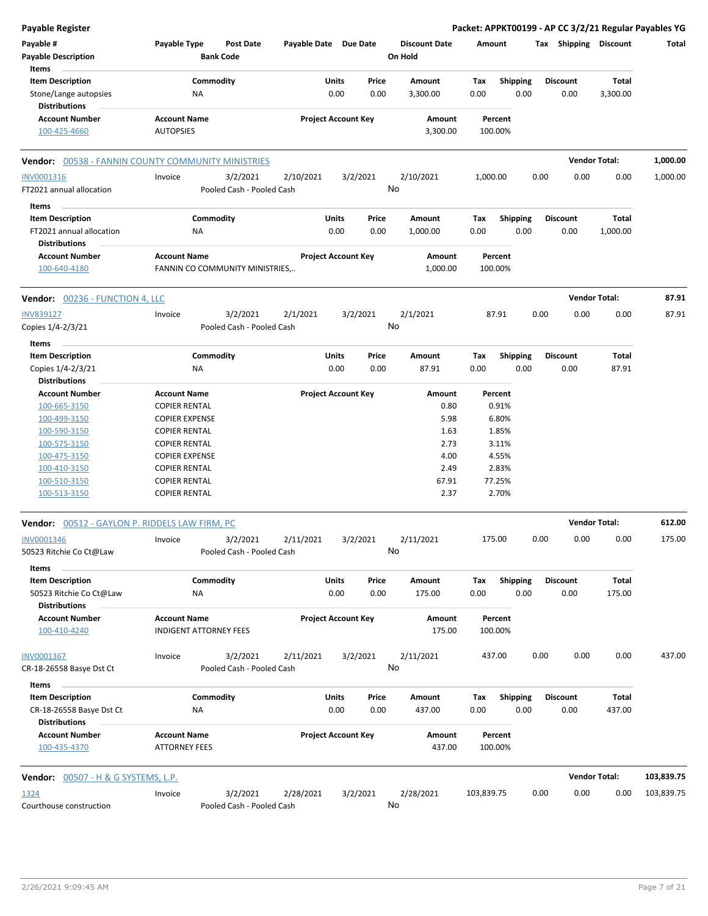## Payable Register

**Packet: APPKT00199 - AP CC 3/2/21 Regular Payables YG**

| Payable # | Payable Type | Post Date | Payable Date | Due Date | Discount Date | Amount | Tax | Shipping | Discount | Total |
|---|---|---|---|---|---|---|---|---|---|---|
| Payable Description | | Bank Code | | | On Hold | | | | | |

**Items**

| Item Description | Commodity | Units | Price | Amount | Tax | Shipping | Discount | Total |
|---|---|---|---|---|---|---|---|---|
| Stone/Lange autopsies | NA | 0.00 | 0.00 | 3,300.00 | 0.00 | 0.00 | 0.00 | 3,300.00 |

**Distributions**

| Account Number | Account Name | Project Account Key | Amount | Percent |
|---|---|---|---|---|
| 100-425-4660 | AUTOPSIES | | 3,300.00 | 100.00% |

---

**Vendor: 00538 - FANNIN COUNTY COMMUNITY MINISTRIES** — **Vendor Total: 1,000.00**

| Payable # | Payable Type | Post Date | Payable Date | Due Date | Discount Date | Amount | Tax | Shipping | Discount | Total |
|---|---|---|---|---|---|---|---|---|---|---|
| INV0001316 | Invoice | 3/2/2021 | 2/10/2021 | 3/2/2021 | 2/10/2021 | 1,000.00 | 0.00 | 0.00 | 0.00 | 1,000.00 |
| FT2021 annual allocation | | Pooled Cash - Pooled Cash | | | No | | | | | |

**Items**

| Item Description | Commodity | Units | Price | Amount | Tax | Shipping | Discount | Total |
|---|---|---|---|---|---|---|---|---|
| FT2021 annual allocation | NA | 0.00 | 0.00 | 1,000.00 | 0.00 | 0.00 | 0.00 | 1,000.00 |

**Distributions**

| Account Number | Account Name | Project Account Key | Amount | Percent |
|---|---|---|---|---|
| 100-640-4180 | FANNIN CO COMMUNITY MINISTRIES,.. | | 1,000.00 | 100.00% |

---

**Vendor: 00236 - FUNCTION 4, LLC** — **Vendor Total: 87.91**

| Payable # | Payable Type | Post Date | Payable Date | Due Date | Discount Date | Amount | Tax | Shipping | Discount | Total |
|---|---|---|---|---|---|---|---|---|---|---|
| INV839127 | Invoice | 3/2/2021 | 2/1/2021 | 3/2/2021 | 2/1/2021 | 87.91 | 0.00 | 0.00 | 0.00 | 87.91 |
| Copies 1/4-2/3/21 | | Pooled Cash - Pooled Cash | | | No | | | | | |

**Items**

| Item Description | Commodity | Units | Price | Amount | Tax | Shipping | Discount | Total |
|---|---|---|---|---|---|---|---|---|
| Copies 1/4-2/3/21 | NA | 0.00 | 0.00 | 87.91 | 0.00 | 0.00 | 0.00 | 87.91 |

**Distributions**

| Account Number | Account Name | Project Account Key | Amount | Percent |
|---|---|---|---|---|
| 100-665-3150 | COPIER RENTAL | | 0.80 | 0.91% |
| 100-499-3150 | COPIER EXPENSE | | 5.98 | 6.80% |
| 100-590-3150 | COPIER RENTAL | | 1.63 | 1.85% |
| 100-575-3150 | COPIER RENTAL | | 2.73 | 3.11% |
| 100-475-3150 | COPIER EXPENSE | | 4.00 | 4.55% |
| 100-410-3150 | COPIER RENTAL | | 2.49 | 2.83% |
| 100-510-3150 | COPIER RENTAL | | 67.91 | 77.25% |
| 100-513-3150 | COPIER RENTAL | | 2.37 | 2.70% |

---

**Vendor: 00512 - GAYLON P. RIDDELS LAW FIRM, PC** — **Vendor Total: 612.00**

| Payable # | Payable Type | Post Date | Payable Date | Due Date | Discount Date | Amount | Tax | Shipping | Discount | Total |
|---|---|---|---|---|---|---|---|---|---|---|
| INV0001346 | Invoice | 3/2/2021 | 2/11/2021 | 3/2/2021 | 2/11/2021 | 175.00 | 0.00 | 0.00 | 0.00 | 175.00 |
| 50523 Ritchie Co Ct@Law | | Pooled Cash - Pooled Cash | | | No | | | | | |

**Items**

| Item Description | Commodity | Units | Price | Amount | Tax | Shipping | Discount | Total |
|---|---|---|---|---|---|---|---|---|
| 50523 Ritchie Co Ct@Law | NA | 0.00 | 0.00 | 175.00 | 0.00 | 0.00 | 0.00 | 175.00 |

**Distributions**

| Account Number | Account Name | Project Account Key | Amount | Percent |
|---|---|---|---|---|
| 100-410-4240 | INDIGENT ATTORNEY FEES | | 175.00 | 100.00% |

| Payable # | Payable Type | Post Date | Payable Date | Due Date | Discount Date | Amount | Tax | Shipping | Discount | Total |
|---|---|---|---|---|---|---|---|---|---|---|
| INV0001367 | Invoice | 3/2/2021 | 2/11/2021 | 3/2/2021 | 2/11/2021 | 437.00 | 0.00 | 0.00 | 0.00 | 437.00 |
| CR-18-26558 Basye Dst Ct | | Pooled Cash - Pooled Cash | | | No | | | | | |

**Items**

| Item Description | Commodity | Units | Price | Amount | Tax | Shipping | Discount | Total |
|---|---|---|---|---|---|---|---|---|
| CR-18-26558 Basye Dst Ct | NA | 0.00 | 0.00 | 437.00 | 0.00 | 0.00 | 0.00 | 437.00 |

**Distributions**

| Account Number | Account Name | Project Account Key | Amount | Percent |
|---|---|---|---|---|
| 100-435-4370 | ATTORNEY FEES | | 437.00 | 100.00% |

---

**Vendor: 00507 - H & G SYSTEMS, L.P.** — **Vendor Total: 103,839.75**

| Payable # | Payable Type | Post Date | Payable Date | Due Date | Discount Date | Amount | Tax | Shipping | Discount | Total |
|---|---|---|---|---|---|---|---|---|---|---|
| 1324 | Invoice | 3/2/2021 | 2/28/2021 | 3/2/2021 | 2/28/2021 | 103,839.75 | 0.00 | 0.00 | 0.00 | 103,839.75 |
| Courthouse construction | | Pooled Cash - Pooled Cash | | | No | | | | | |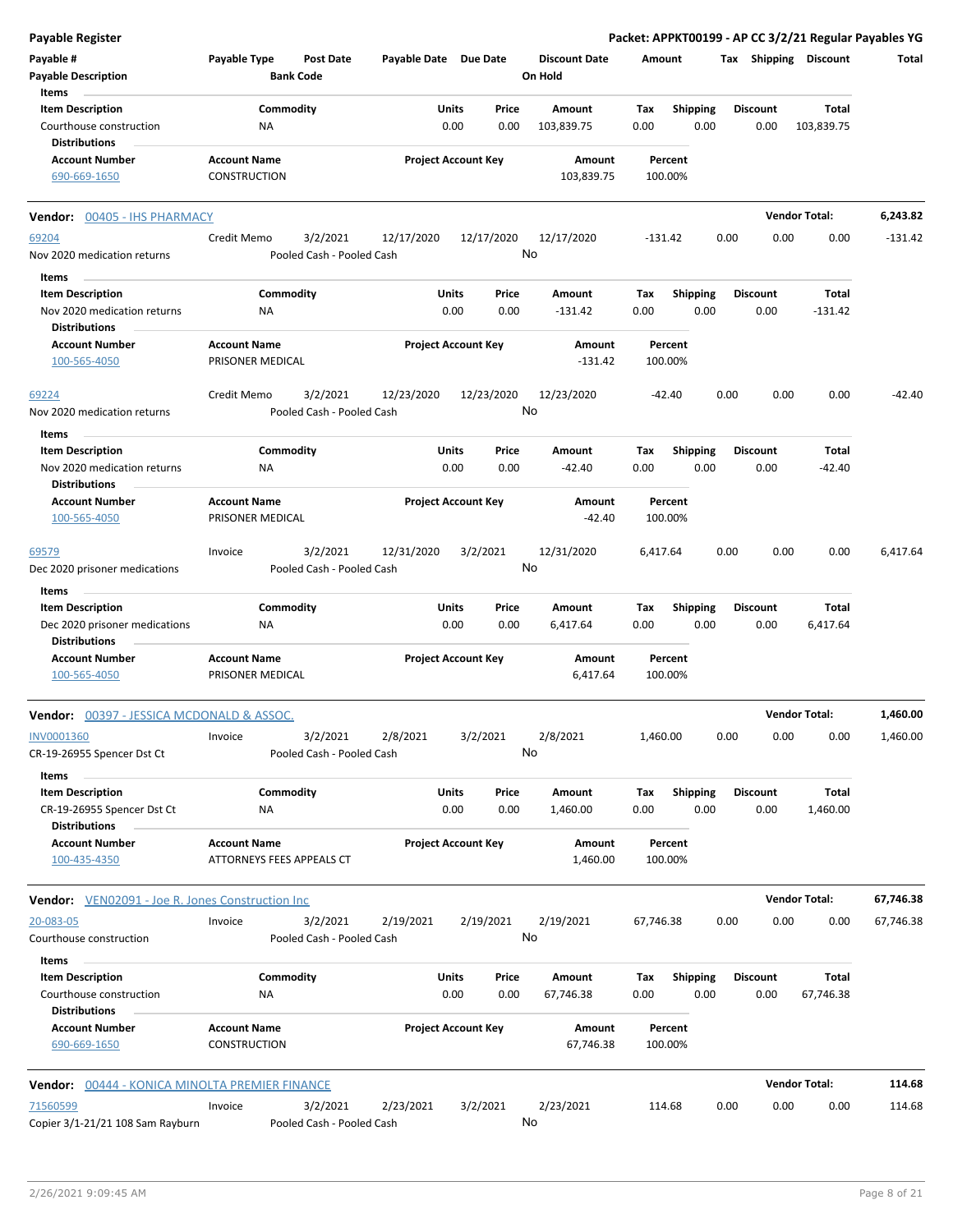**Payable Register** — Packet: APPKT00199 - AP CC 3/2/21 Regular Payables YG

| Payable # | Payable Type | Post Date | Payable Date | Due Date | Discount Date | Amount | Tax | Shipping | Discount | Total |
|---|---|---|---|---|---|---|---|---|---|---|
| Payable Description | | Bank Code | | | On Hold | | | | | |

| Item Description | Commodity | Units | Price | Amount | Tax | Shipping | Discount | Total |
|---|---|---|---|---|---|---|---|---|
| Courthouse construction | NA | 0.00 | 0.00 | 103,839.75 | 0.00 | 0.00 | 0.00 | 103,839.75 |

**Distributions**

| Account Number | Account Name | Project Account Key | Amount | Percent |
|---|---|---|---|---|
| 690-669-1650 | CONSTRUCTION | | 103,839.75 | 100.00% |

## Vendor: 00405 - IHS PHARMACY — Vendor Total: 6,243.82

| Payable # | Payable Type | Post Date | Payable Date | Due Date | Discount Date | Amount | Tax | Shipping | Discount | Total |
|---|---|---|---|---|---|---|---|---|---|---|
| 69204 | Credit Memo | 3/2/2021 | 12/17/2020 | 12/17/2020 | 12/17/2020 | -131.42 | 0.00 | 0.00 | 0.00 | -131.42 |
| Nov 2020 medication returns | | Pooled Cash - Pooled Cash | | | No | | | | | |

| Item Description | Commodity | Units | Price | Amount | Tax | Shipping | Discount | Total |
|---|---|---|---|---|---|---|---|---|
| Nov 2020 medication returns | NA | 0.00 | 0.00 | -131.42 | 0.00 | 0.00 | 0.00 | -131.42 |

**Distributions**

| Account Number | Account Name | Project Account Key | Amount | Percent |
|---|---|---|---|---|
| 100-565-4050 | PRISONER MEDICAL | | -131.42 | 100.00% |

| Payable # | Payable Type | Post Date | Payable Date | Due Date | Discount Date | Amount | Tax | Shipping | Discount | Total |
|---|---|---|---|---|---|---|---|---|---|---|
| 69224 | Credit Memo | 3/2/2021 | 12/23/2020 | 12/23/2020 | 12/23/2020 | -42.40 | 0.00 | 0.00 | 0.00 | -42.40 |
| Nov 2020 medication returns | | Pooled Cash - Pooled Cash | | | No | | | | | |

| Item Description | Commodity | Units | Price | Amount | Tax | Shipping | Discount | Total |
|---|---|---|---|---|---|---|---|---|
| Nov 2020 medication returns | NA | 0.00 | 0.00 | -42.40 | 0.00 | 0.00 | 0.00 | -42.40 |

**Distributions**

| Account Number | Account Name | Project Account Key | Amount | Percent |
|---|---|---|---|---|
| 100-565-4050 | PRISONER MEDICAL | | -42.40 | 100.00% |

| Payable # | Payable Type | Post Date | Payable Date | Due Date | Discount Date | Amount | Tax | Shipping | Discount | Total |
|---|---|---|---|---|---|---|---|---|---|---|
| 69579 | Invoice | 3/2/2021 | 12/31/2020 | 3/2/2021 | 12/31/2020 | 6,417.64 | 0.00 | 0.00 | 0.00 | 6,417.64 |
| Dec 2020 prisoner medications | | Pooled Cash - Pooled Cash | | | No | | | | | |

| Item Description | Commodity | Units | Price | Amount | Tax | Shipping | Discount | Total |
|---|---|---|---|---|---|---|---|---|
| Dec 2020 prisoner medications | NA | 0.00 | 0.00 | 6,417.64 | 0.00 | 0.00 | 0.00 | 6,417.64 |

**Distributions**

| Account Number | Account Name | Project Account Key | Amount | Percent |
|---|---|---|---|---|
| 100-565-4050 | PRISONER MEDICAL | | 6,417.64 | 100.00% |

## Vendor: 00397 - JESSICA MCDONALD & ASSOC. — Vendor Total: 1,460.00

| Payable # | Payable Type | Post Date | Payable Date | Due Date | Discount Date | Amount | Tax | Shipping | Discount | Total |
|---|---|---|---|---|---|---|---|---|---|---|
| INV0001360 | Invoice | 3/2/2021 | 2/8/2021 | 3/2/2021 | 2/8/2021 | 1,460.00 | 0.00 | 0.00 | 0.00 | 1,460.00 |
| CR-19-26955 Spencer Dst Ct | | Pooled Cash - Pooled Cash | | | No | | | | | |

| Item Description | Commodity | Units | Price | Amount | Tax | Shipping | Discount | Total |
|---|---|---|---|---|---|---|---|---|
| CR-19-26955 Spencer Dst Ct | NA | 0.00 | 0.00 | 1,460.00 | 0.00 | 0.00 | 0.00 | 1,460.00 |

**Distributions**

| Account Number | Account Name | Project Account Key | Amount | Percent |
|---|---|---|---|---|
| 100-435-4350 | ATTORNEYS FEES APPEALS CT | | 1,460.00 | 100.00% |

## Vendor: VEN02091 - Joe R. Jones Construction Inc — Vendor Total: 67,746.38

| Payable # | Payable Type | Post Date | Payable Date | Due Date | Discount Date | Amount | Tax | Shipping | Discount | Total |
|---|---|---|---|---|---|---|---|---|---|---|
| 20-083-05 | Invoice | 3/2/2021 | 2/19/2021 | 2/19/2021 | 2/19/2021 | 67,746.38 | 0.00 | 0.00 | 0.00 | 67,746.38 |
| Courthouse construction | | Pooled Cash - Pooled Cash | | | No | | | | | |

| Item Description | Commodity | Units | Price | Amount | Tax | Shipping | Discount | Total |
|---|---|---|---|---|---|---|---|---|
| Courthouse construction | NA | 0.00 | 0.00 | 67,746.38 | 0.00 | 0.00 | 0.00 | 67,746.38 |

**Distributions**

| Account Number | Account Name | Project Account Key | Amount | Percent |
|---|---|---|---|---|
| 690-669-1650 | CONSTRUCTION | | 67,746.38 | 100.00% |

## Vendor: 00444 - KONICA MINOLTA PREMIER FINANCE — Vendor Total: 114.68

| Payable # | Payable Type | Post Date | Payable Date | Due Date | Discount Date | Amount | Tax | Shipping | Discount | Total |
|---|---|---|---|---|---|---|---|---|---|---|
| 71560599 | Invoice | 3/2/2021 | 2/23/2021 | 3/2/2021 | 2/23/2021 | 114.68 | 0.00 | 0.00 | 0.00 | 114.68 |
| Copier 3/1-21/21 108 Sam Rayburn | | Pooled Cash - Pooled Cash | | | No | | | | | |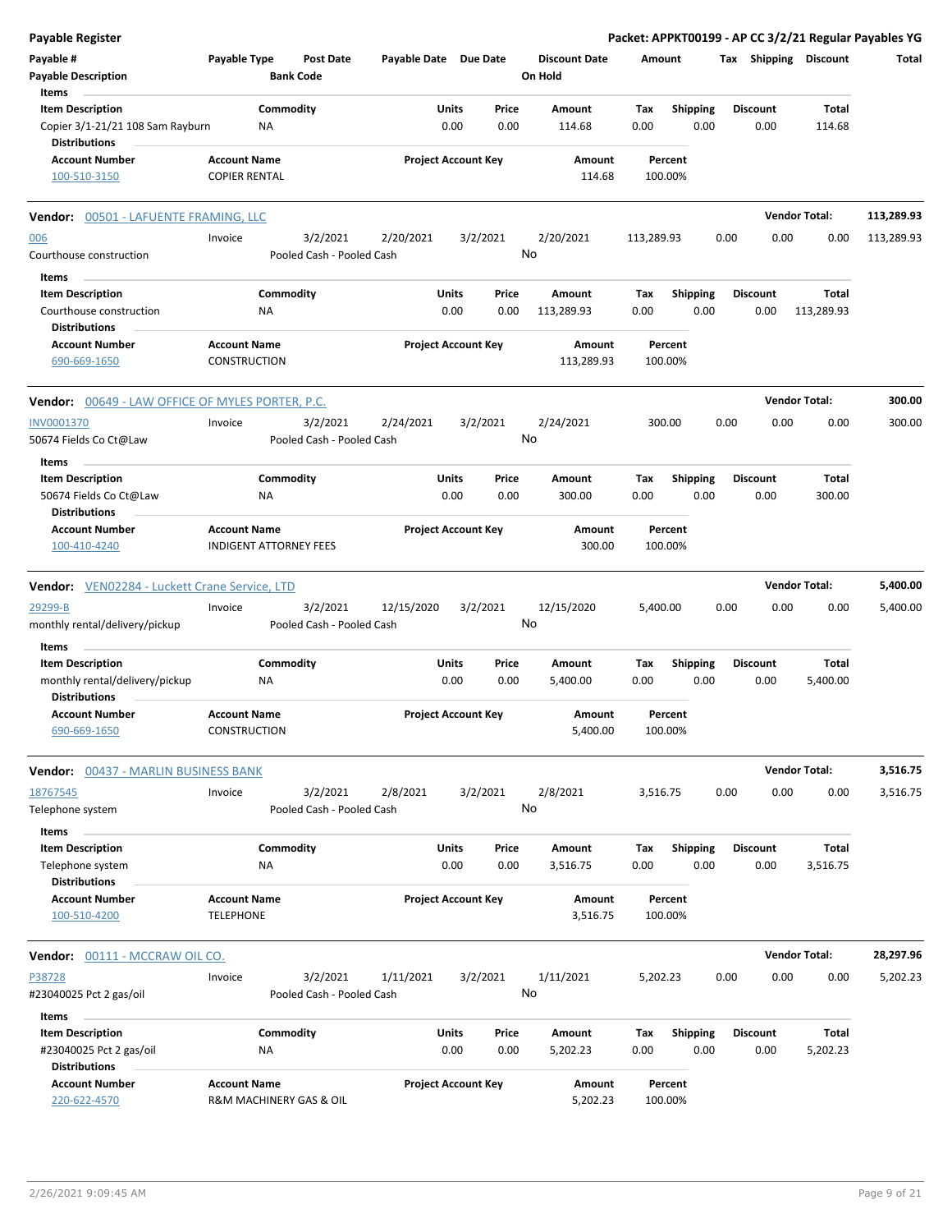**Payable Register** **Packet: APPKT00199 - AP CC 3/2/21 Regular Payables YG**

| Payable # | Payable Type | Post Date | Payable Date | Due Date | Discount Date | Amount | Tax | Shipping | Discount | Total |
|---|---|---|---|---|---|---|---|---|---|---|
| Payable Description | | Bank Code | | | On Hold | | | | | |

**Items**

| Item Description | Commodity | Units | Price | Amount | Tax | Shipping | Discount | Total |
|---|---|---|---|---|---|---|---|---|
| Copier 3/1-21/21 108 Sam Rayburn | NA | 0.00 | 0.00 | 114.68 | 0.00 | 0.00 | 0.00 | 114.68 |

**Distributions**

| Account Number | Account Name | Project Account Key | Amount | Percent |
|---|---|---|---|---|
| 100-510-3150 | COPIER RENTAL | | 114.68 | 100.00% |

---

**Vendor: 00501 - LAFUENTE FRAMING, LLC** — Vendor Total: **113,289.93**

| Payable # | Payable Type | Post Date | Payable Date | Due Date | Discount Date | Amount | Tax | Shipping | Discount | Total |
|---|---|---|---|---|---|---|---|---|---|---|
| 006 | Invoice | 3/2/2021 | 2/20/2021 | 3/2/2021 | 2/20/2021 | 113,289.93 | 0.00 | 0.00 | 0.00 | 113,289.93 |
| Courthouse construction | | Pooled Cash - Pooled Cash | | | No | | | | | |

**Items**

| Item Description | Commodity | Units | Price | Amount | Tax | Shipping | Discount | Total |
|---|---|---|---|---|---|---|---|---|
| Courthouse construction | NA | 0.00 | 0.00 | 113,289.93 | 0.00 | 0.00 | 0.00 | 113,289.93 |

**Distributions**

| Account Number | Account Name | Project Account Key | Amount | Percent |
|---|---|---|---|---|
| 690-669-1650 | CONSTRUCTION | | 113,289.93 | 100.00% |

---

**Vendor: 00649 - LAW OFFICE OF MYLES PORTER, P.C.** — Vendor Total: **300.00**

| Payable # | Payable Type | Post Date | Payable Date | Due Date | Discount Date | Amount | Tax | Shipping | Discount | Total |
|---|---|---|---|---|---|---|---|---|---|---|
| INV0001370 | Invoice | 3/2/2021 | 2/24/2021 | 3/2/2021 | 2/24/2021 | 300.00 | 0.00 | 0.00 | 0.00 | 300.00 |
| 50674 Fields Co Ct@Law | | Pooled Cash - Pooled Cash | | | No | | | | | |

**Items**

| Item Description | Commodity | Units | Price | Amount | Tax | Shipping | Discount | Total |
|---|---|---|---|---|---|---|---|---|
| 50674 Fields Co Ct@Law | NA | 0.00 | 0.00 | 300.00 | 0.00 | 0.00 | 0.00 | 300.00 |

**Distributions**

| Account Number | Account Name | Project Account Key | Amount | Percent |
|---|---|---|---|---|
| 100-410-4240 | INDIGENT ATTORNEY FEES | | 300.00 | 100.00% |

---

**Vendor: VEN02284 - Luckett Crane Service, LTD** — Vendor Total: **5,400.00**

| Payable # | Payable Type | Post Date | Payable Date | Due Date | Discount Date | Amount | Tax | Shipping | Discount | Total |
|---|---|---|---|---|---|---|---|---|---|---|
| 29299-B | Invoice | 3/2/2021 | 12/15/2020 | 3/2/2021 | 12/15/2020 | 5,400.00 | 0.00 | 0.00 | 0.00 | 5,400.00 |
| monthly rental/delivery/pickup | | Pooled Cash - Pooled Cash | | | No | | | | | |

**Items**

| Item Description | Commodity | Units | Price | Amount | Tax | Shipping | Discount | Total |
|---|---|---|---|---|---|---|---|---|
| monthly rental/delivery/pickup | NA | 0.00 | 0.00 | 5,400.00 | 0.00 | 0.00 | 0.00 | 5,400.00 |

**Distributions**

| Account Number | Account Name | Project Account Key | Amount | Percent |
|---|---|---|---|---|
| 690-669-1650 | CONSTRUCTION | | 5,400.00 | 100.00% |

---

**Vendor: 00437 - MARLIN BUSINESS BANK** — Vendor Total: **3,516.75**

| Payable # | Payable Type | Post Date | Payable Date | Due Date | Discount Date | Amount | Tax | Shipping | Discount | Total |
|---|---|---|---|---|---|---|---|---|---|---|
| 18767545 | Invoice | 3/2/2021 | 2/8/2021 | 3/2/2021 | 2/8/2021 | 3,516.75 | 0.00 | 0.00 | 0.00 | 3,516.75 |
| Telephone system | | Pooled Cash - Pooled Cash | | | No | | | | | |

**Items**

| Item Description | Commodity | Units | Price | Amount | Tax | Shipping | Discount | Total |
|---|---|---|---|---|---|---|---|---|
| Telephone system | NA | 0.00 | 0.00 | 3,516.75 | 0.00 | 0.00 | 0.00 | 3,516.75 |

**Distributions**

| Account Number | Account Name | Project Account Key | Amount | Percent |
|---|---|---|---|---|
| 100-510-4200 | TELEPHONE | | 3,516.75 | 100.00% |

---

**Vendor: 00111 - MCCRAW OIL CO.** — Vendor Total: **28,297.96**

| Payable # | Payable Type | Post Date | Payable Date | Due Date | Discount Date | Amount | Tax | Shipping | Discount | Total |
|---|---|---|---|---|---|---|---|---|---|---|
| P38728 | Invoice | 3/2/2021 | 1/11/2021 | 3/2/2021 | 1/11/2021 | 5,202.23 | 0.00 | 0.00 | 0.00 | 5,202.23 |
| #23040025 Pct 2 gas/oil | | Pooled Cash - Pooled Cash | | | No | | | | | |

**Items**

| Item Description | Commodity | Units | Price | Amount | Tax | Shipping | Discount | Total |
|---|---|---|---|---|---|---|---|---|
| #23040025 Pct 2 gas/oil | NA | 0.00 | 0.00 | 5,202.23 | 0.00 | 0.00 | 0.00 | 5,202.23 |

**Distributions**

| Account Number | Account Name | Project Account Key | Amount | Percent |
|---|---|---|---|---|
| 220-622-4570 | R&M MACHINERY GAS & OIL | | 5,202.23 | 100.00% |

2/26/2021 9:09:45 AM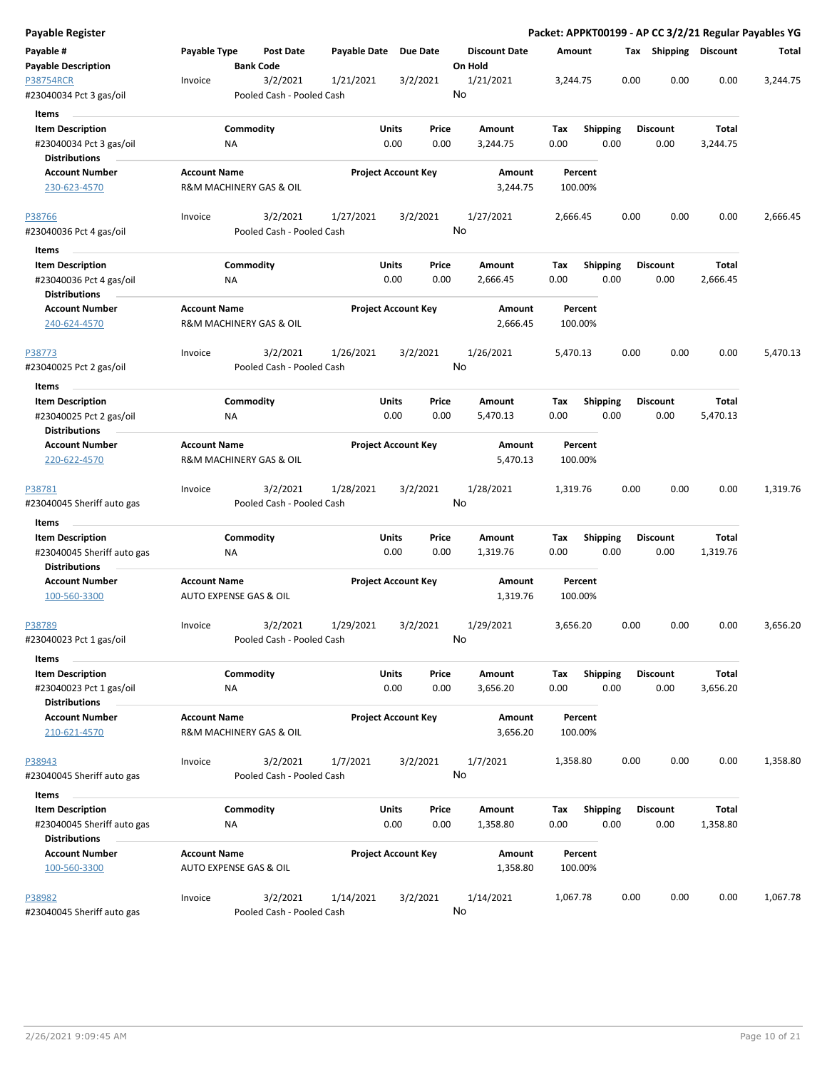## Payable Register

**Packet: APPKT00199 - AP CC 3/2/21 Regular Payables YG**

| Payable # | Payable Type | Post Date | Payable Date | Due Date | Discount Date | Amount | Tax | Shipping | Discount | Total |
|---|---|---|---|---|---|---|---|---|---|---|
| **Payable Description** | | **Bank Code** | | | **On Hold** | | | | | |
| P38754RCR | Invoice | 3/2/2021 | 1/21/2021 | 3/2/2021 | 1/21/2021 | 3,244.75 | 0.00 | 0.00 | 0.00 | 3,244.75 |
| #23040034 Pct 3 gas/oil | | Pooled Cash - Pooled Cash | | | No | | | | | |

**Items**

| Item Description | Commodity | Units | Price | Amount | Tax | Shipping | Discount | Total |
|---|---|---|---|---|---|---|---|---|
| #23040034 Pct 3 gas/oil | NA | 0.00 | 0.00 | 3,244.75 | 0.00 | 0.00 | 0.00 | 3,244.75 |

**Distributions**

| Account Number | Account Name | Project Account Key | Amount | Percent |
|---|---|---|---|---|
| 230-623-4570 | R&M MACHINERY GAS & OIL | | 3,244.75 | 100.00% |

| Payable # | Payable Type | Post Date | Payable Date | Due Date | Discount Date | Amount | Tax | Shipping | Discount | Total |
|---|---|---|---|---|---|---|---|---|---|---|
| P38766 | Invoice | 3/2/2021 | 1/27/2021 | 3/2/2021 | 1/27/2021 | 2,666.45 | 0.00 | 0.00 | 0.00 | 2,666.45 |
| #23040036 Pct 4 gas/oil | | Pooled Cash - Pooled Cash | | | No | | | | | |

**Items**

| Item Description | Commodity | Units | Price | Amount | Tax | Shipping | Discount | Total |
|---|---|---|---|---|---|---|---|---|
| #23040036 Pct 4 gas/oil | NA | 0.00 | 0.00 | 2,666.45 | 0.00 | 0.00 | 0.00 | 2,666.45 |

**Distributions**

| Account Number | Account Name | Project Account Key | Amount | Percent |
|---|---|---|---|---|
| 240-624-4570 | R&M MACHINERY GAS & OIL | | 2,666.45 | 100.00% |

| Payable # | Payable Type | Post Date | Payable Date | Due Date | Discount Date | Amount | Tax | Shipping | Discount | Total |
|---|---|---|---|---|---|---|---|---|---|---|
| P38773 | Invoice | 3/2/2021 | 1/26/2021 | 3/2/2021 | 1/26/2021 | 5,470.13 | 0.00 | 0.00 | 0.00 | 5,470.13 |
| #23040025 Pct 2 gas/oil | | Pooled Cash - Pooled Cash | | | No | | | | | |

**Items**

| Item Description | Commodity | Units | Price | Amount | Tax | Shipping | Discount | Total |
|---|---|---|---|---|---|---|---|---|
| #23040025 Pct 2 gas/oil | NA | 0.00 | 0.00 | 5,470.13 | 0.00 | 0.00 | 0.00 | 5,470.13 |

**Distributions**

| Account Number | Account Name | Project Account Key | Amount | Percent |
|---|---|---|---|---|
| 220-622-4570 | R&M MACHINERY GAS & OIL | | 5,470.13 | 100.00% |

| Payable # | Payable Type | Post Date | Payable Date | Due Date | Discount Date | Amount | Tax | Shipping | Discount | Total |
|---|---|---|---|---|---|---|---|---|---|---|
| P38781 | Invoice | 3/2/2021 | 1/28/2021 | 3/2/2021 | 1/28/2021 | 1,319.76 | 0.00 | 0.00 | 0.00 | 1,319.76 |
| #23040045 Sheriff auto gas | | Pooled Cash - Pooled Cash | | | No | | | | | |

**Items**

| Item Description | Commodity | Units | Price | Amount | Tax | Shipping | Discount | Total |
|---|---|---|---|---|---|---|---|---|
| #23040045 Sheriff auto gas | NA | 0.00 | 0.00 | 1,319.76 | 0.00 | 0.00 | 0.00 | 1,319.76 |

**Distributions**

| Account Number | Account Name | Project Account Key | Amount | Percent |
|---|---|---|---|---|
| 100-560-3300 | AUTO EXPENSE GAS & OIL | | 1,319.76 | 100.00% |

| Payable # | Payable Type | Post Date | Payable Date | Due Date | Discount Date | Amount | Tax | Shipping | Discount | Total |
|---|---|---|---|---|---|---|---|---|---|---|
| P38789 | Invoice | 3/2/2021 | 1/29/2021 | 3/2/2021 | 1/29/2021 | 3,656.20 | 0.00 | 0.00 | 0.00 | 3,656.20 |
| #23040023 Pct 1 gas/oil | | Pooled Cash - Pooled Cash | | | No | | | | | |

**Items**

| Item Description | Commodity | Units | Price | Amount | Tax | Shipping | Discount | Total |
|---|---|---|---|---|---|---|---|---|
| #23040023 Pct 1 gas/oil | NA | 0.00 | 0.00 | 3,656.20 | 0.00 | 0.00 | 0.00 | 3,656.20 |

**Distributions**

| Account Number | Account Name | Project Account Key | Amount | Percent |
|---|---|---|---|---|
| 210-621-4570 | R&M MACHINERY GAS & OIL | | 3,656.20 | 100.00% |

| Payable # | Payable Type | Post Date | Payable Date | Due Date | Discount Date | Amount | Tax | Shipping | Discount | Total |
|---|---|---|---|---|---|---|---|---|---|---|
| P38943 | Invoice | 3/2/2021 | 1/7/2021 | 3/2/2021 | 1/7/2021 | 1,358.80 | 0.00 | 0.00 | 0.00 | 1,358.80 |
| #23040045 Sheriff auto gas | | Pooled Cash - Pooled Cash | | | No | | | | | |

**Items**

| Item Description | Commodity | Units | Price | Amount | Tax | Shipping | Discount | Total |
|---|---|---|---|---|---|---|---|---|
| #23040045 Sheriff auto gas | NA | 0.00 | 0.00 | 1,358.80 | 0.00 | 0.00 | 0.00 | 1,358.80 |

**Distributions**

| Account Number | Account Name | Project Account Key | Amount | Percent |
|---|---|---|---|---|
| 100-560-3300 | AUTO EXPENSE GAS & OIL | | 1,358.80 | 100.00% |

| Payable # | Payable Type | Post Date | Payable Date | Due Date | Discount Date | Amount | Tax | Shipping | Discount | Total |
|---|---|---|---|---|---|---|---|---|---|---|
| P38982 | Invoice | 3/2/2021 | 1/14/2021 | 3/2/2021 | 1/14/2021 | 1,067.78 | 0.00 | 0.00 | 0.00 | 1,067.78 |
| #23040045 Sheriff auto gas | | Pooled Cash - Pooled Cash | | | No | | | | | |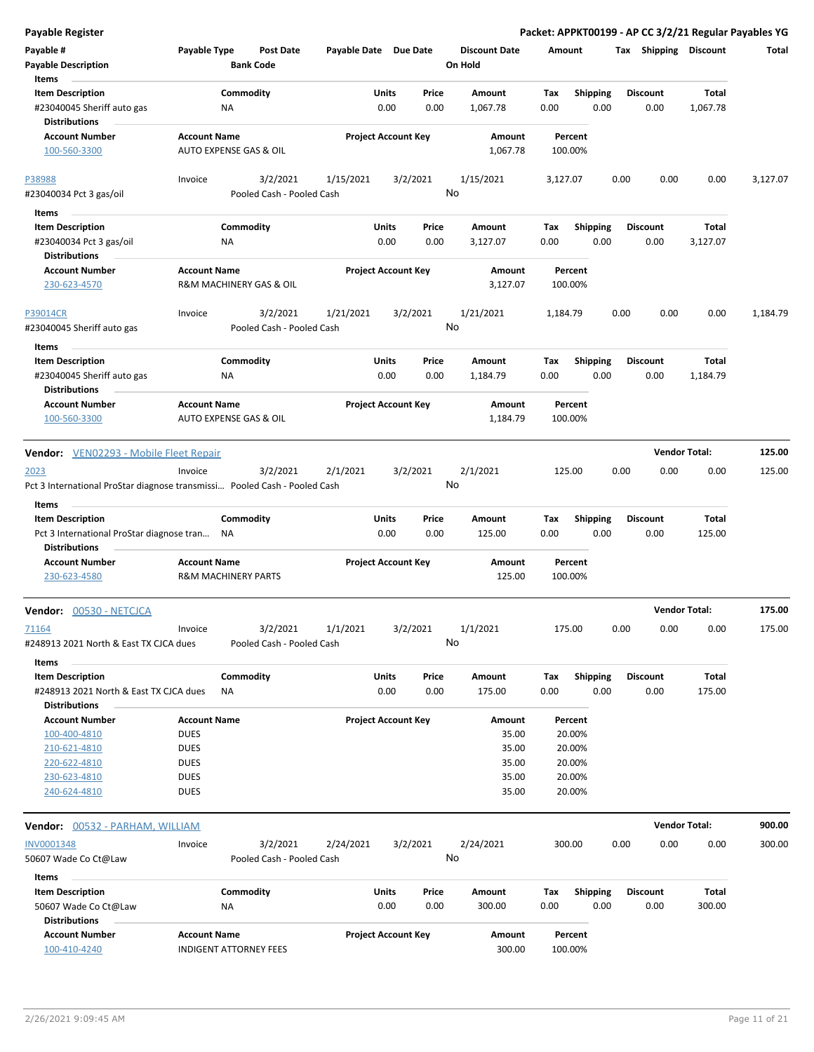**Payable Register** — **Packet: APPKT00199 - AP CC 3/2/21 Regular Payables YG**

| Payable # | Payable Type | Post Date | Payable Date | Due Date | Discount Date | Amount | Tax | Shipping | Discount | Total |
|---|---|---|---|---|---|---|---|---|---|---|
| Payable Description | | Bank Code | | | On Hold | | | | | |

**Items**

| Item Description | Commodity | Units | Price | Amount | Tax | Shipping | Discount | Total |
|---|---|---|---|---|---|---|---|---|
| #23040045 Sheriff auto gas | NA | 0.00 | 0.00 | 1,067.78 | 0.00 | 0.00 | 0.00 | 1,067.78 |

**Distributions**

| Account Number | Account Name | Project Account Key | Amount | Percent |
|---|---|---|---|---|
| 100-560-3300 | AUTO EXPENSE GAS & OIL | | 1,067.78 | 100.00% |

| Payable # | Payable Type | Post Date | Payable Date | Due Date | Discount Date | Amount | Tax | Shipping | Discount | Total |
|---|---|---|---|---|---|---|---|---|---|---|
| P38988 | Invoice | 3/2/2021 | 1/15/2021 | 3/2/2021 | 1/15/2021 | 3,127.07 | 0.00 | 0.00 | 0.00 | 3,127.07 |
| #23040034 Pct 3 gas/oil | | Pooled Cash - Pooled Cash | | | No | | | | | |

**Items**

| Item Description | Commodity | Units | Price | Amount | Tax | Shipping | Discount | Total |
|---|---|---|---|---|---|---|---|---|
| #23040034 Pct 3 gas/oil | NA | 0.00 | 0.00 | 3,127.07 | 0.00 | 0.00 | 0.00 | 3,127.07 |

**Distributions**

| Account Number | Account Name | Project Account Key | Amount | Percent |
|---|---|---|---|---|
| 230-623-4570 | R&M MACHINERY GAS & OIL | | 3,127.07 | 100.00% |

| Payable # | Payable Type | Post Date | Payable Date | Due Date | Discount Date | Amount | Tax | Shipping | Discount | Total |
|---|---|---|---|---|---|---|---|---|---|---|
| P39014CR | Invoice | 3/2/2021 | 1/21/2021 | 3/2/2021 | 1/21/2021 | 1,184.79 | 0.00 | 0.00 | 0.00 | 1,184.79 |
| #23040045 Sheriff auto gas | | Pooled Cash - Pooled Cash | | | No | | | | | |

**Items**

| Item Description | Commodity | Units | Price | Amount | Tax | Shipping | Discount | Total |
|---|---|---|---|---|---|---|---|---|
| #23040045 Sheriff auto gas | NA | 0.00 | 0.00 | 1,184.79 | 0.00 | 0.00 | 0.00 | 1,184.79 |

**Distributions**

| Account Number | Account Name | Project Account Key | Amount | Percent |
|---|---|---|---|---|
| 100-560-3300 | AUTO EXPENSE GAS & OIL | | 1,184.79 | 100.00% |

**Vendor:** VEN02293 - Mobile Fleet Repair — **Vendor Total: 125.00**

| Payable # | Payable Type | Post Date | Payable Date | Due Date | Discount Date | Amount | Tax | Shipping | Discount | Total |
|---|---|---|---|---|---|---|---|---|---|---|
| 2023 | Invoice | 3/2/2021 | 2/1/2021 | 3/2/2021 | 2/1/2021 | 125.00 | 0.00 | 0.00 | 0.00 | 125.00 |
| Pct 3 International ProStar diagnose transmissi… | | Pooled Cash - Pooled Cash | | | No | | | | | |

**Items**

| Item Description | Commodity | Units | Price | Amount | Tax | Shipping | Discount | Total |
|---|---|---|---|---|---|---|---|---|
| Pct 3 International ProStar diagnose tran… | NA | 0.00 | 0.00 | 125.00 | 0.00 | 0.00 | 0.00 | 125.00 |

**Distributions**

| Account Number | Account Name | Project Account Key | Amount | Percent |
|---|---|---|---|---|
| 230-623-4580 | R&M MACHINERY PARTS | | 125.00 | 100.00% |

**Vendor:** 00530 - NETCJCA — **Vendor Total: 175.00**

| Payable # | Payable Type | Post Date | Payable Date | Due Date | Discount Date | Amount | Tax | Shipping | Discount | Total |
|---|---|---|---|---|---|---|---|---|---|---|
| 71164 | Invoice | 3/2/2021 | 1/1/2021 | 3/2/2021 | 1/1/2021 | 175.00 | 0.00 | 0.00 | 0.00 | 175.00 |
| #248913 2021 North & East TX CJCA dues | | Pooled Cash - Pooled Cash | | | No | | | | | |

**Items**

| Item Description | Commodity | Units | Price | Amount | Tax | Shipping | Discount | Total |
|---|---|---|---|---|---|---|---|---|
| #248913 2021 North & East TX CJCA dues | NA | 0.00 | 0.00 | 175.00 | 0.00 | 0.00 | 0.00 | 175.00 |

**Distributions**

| Account Number | Account Name | Project Account Key | Amount | Percent |
|---|---|---|---|---|
| 100-400-4810 | DUES | | 35.00 | 20.00% |
| 210-621-4810 | DUES | | 35.00 | 20.00% |
| 220-622-4810 | DUES | | 35.00 | 20.00% |
| 230-623-4810 | DUES | | 35.00 | 20.00% |
| 240-624-4810 | DUES | | 35.00 | 20.00% |

**Vendor:** 00532 - PARHAM, WILLIAM — **Vendor Total: 900.00**

| Payable # | Payable Type | Post Date | Payable Date | Due Date | Discount Date | Amount | Tax | Shipping | Discount | Total |
|---|---|---|---|---|---|---|---|---|---|---|
| INV0001348 | Invoice | 3/2/2021 | 2/24/2021 | 3/2/2021 | 2/24/2021 | 300.00 | 0.00 | 0.00 | 0.00 | 300.00 |
| 50607 Wade Co Ct@Law | | Pooled Cash - Pooled Cash | | | No | | | | | |

**Items**

| Item Description | Commodity | Units | Price | Amount | Tax | Shipping | Discount | Total |
|---|---|---|---|---|---|---|---|---|
| 50607 Wade Co Ct@Law | NA | 0.00 | 0.00 | 300.00 | 0.00 | 0.00 | 0.00 | 300.00 |

**Distributions**

| Account Number | Account Name | Project Account Key | Amount | Percent |
|---|---|---|---|---|
| 100-410-4240 | INDIGENT ATTORNEY FEES | | 300.00 | 100.00% |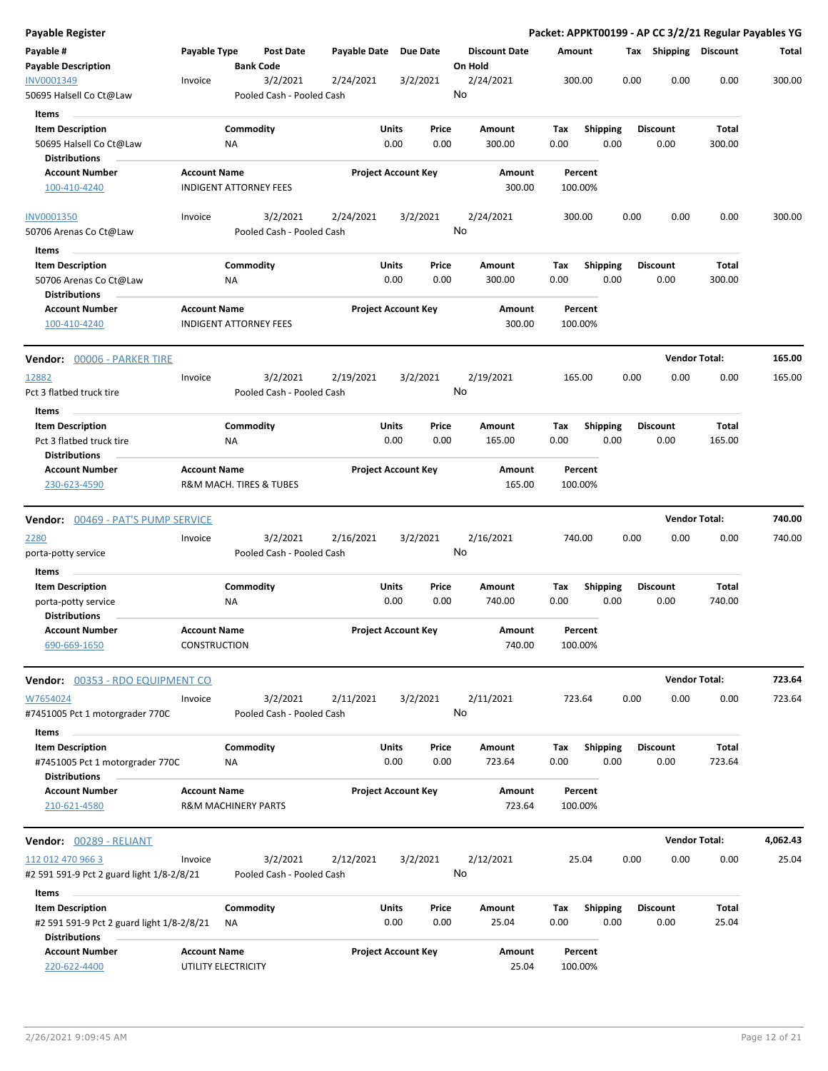**Payable Register** — **Packet: APPKT00199 - AP CC 3/2/21 Regular Payables YG**

| Payable # / Payable Description | Payable Type | Post Date / Bank Code | Payable Date | Due Date | Discount Date / On Hold | Amount | Tax | Shipping | Discount | Total |
|---|---|---|---|---|---|---|---|---|---|---|
| INV0001349 / 50695 Halsell Co Ct@Law | Invoice | 3/2/2021 / Pooled Cash - Pooled Cash | 2/24/2021 | 3/2/2021 | 2/24/2021 / No | 300.00 | 0.00 | 0.00 | 0.00 | 300.00 |

**Items**

| Item Description | Commodity | Units | Price | Amount | Tax | Shipping | Discount | Total |
|---|---|---|---|---|---|---|---|---|
| 50695 Halsell Co Ct@Law | NA | 0.00 | 0.00 | 300.00 | 0.00 | 0.00 | 0.00 | 300.00 |

**Distributions**

| Account Number | Account Name | Project Account Key | Amount | Percent |
|---|---|---|---|---|
| 100-410-4240 | INDIGENT ATTORNEY FEES | | 300.00 | 100.00% |

| Payable # / Payable Description | Payable Type | Post Date / Bank Code | Payable Date | Due Date | Discount Date / On Hold | Amount | Tax | Shipping | Discount | Total |
|---|---|---|---|---|---|---|---|---|---|---|
| INV0001350 / 50706 Arenas Co Ct@Law | Invoice | 3/2/2021 / Pooled Cash - Pooled Cash | 2/24/2021 | 3/2/2021 | 2/24/2021 / No | 300.00 | 0.00 | 0.00 | 0.00 | 300.00 |

**Items**

| Item Description | Commodity | Units | Price | Amount | Tax | Shipping | Discount | Total |
|---|---|---|---|---|---|---|---|---|
| 50706 Arenas Co Ct@Law | NA | 0.00 | 0.00 | 300.00 | 0.00 | 0.00 | 0.00 | 300.00 |

**Distributions**

| Account Number | Account Name | Project Account Key | Amount | Percent |
|---|---|---|---|---|
| 100-410-4240 | INDIGENT ATTORNEY FEES | | 300.00 | 100.00% |

## Vendor: 00006 - PARKER TIRE — Vendor Total: 165.00

| Payable # / Payable Description | Payable Type | Post Date / Bank Code | Payable Date | Due Date | Discount Date / On Hold | Amount | Tax | Shipping | Discount | Total |
|---|---|---|---|---|---|---|---|---|---|---|
| 12882 / Pct 3 flatbed truck tire | Invoice | 3/2/2021 / Pooled Cash - Pooled Cash | 2/19/2021 | 3/2/2021 | 2/19/2021 / No | 165.00 | 0.00 | 0.00 | 0.00 | 165.00 |

**Items**

| Item Description | Commodity | Units | Price | Amount | Tax | Shipping | Discount | Total |
|---|---|---|---|---|---|---|---|---|
| Pct 3 flatbed truck tire | NA | 0.00 | 0.00 | 165.00 | 0.00 | 0.00 | 0.00 | 165.00 |

**Distributions**

| Account Number | Account Name | Project Account Key | Amount | Percent |
|---|---|---|---|---|
| 230-623-4590 | R&M MACH. TIRES & TUBES | | 165.00 | 100.00% |

## Vendor: 00469 - PAT'S PUMP SERVICE — Vendor Total: 740.00

| Payable # / Payable Description | Payable Type | Post Date / Bank Code | Payable Date | Due Date | Discount Date / On Hold | Amount | Tax | Shipping | Discount | Total |
|---|---|---|---|---|---|---|---|---|---|---|
| 2280 / porta-potty service | Invoice | 3/2/2021 / Pooled Cash - Pooled Cash | 2/16/2021 | 3/2/2021 | 2/16/2021 / No | 740.00 | 0.00 | 0.00 | 0.00 | 740.00 |

**Items**

| Item Description | Commodity | Units | Price | Amount | Tax | Shipping | Discount | Total |
|---|---|---|---|---|---|---|---|---|
| porta-potty service | NA | 0.00 | 0.00 | 740.00 | 0.00 | 0.00 | 0.00 | 740.00 |

**Distributions**

| Account Number | Account Name | Project Account Key | Amount | Percent |
|---|---|---|---|---|
| 690-669-1650 | CONSTRUCTION | | 740.00 | 100.00% |

## Vendor: 00353 - RDO EQUIPMENT CO — Vendor Total: 723.64

| Payable # / Payable Description | Payable Type | Post Date / Bank Code | Payable Date | Due Date | Discount Date / On Hold | Amount | Tax | Shipping | Discount | Total |
|---|---|---|---|---|---|---|---|---|---|---|
| W7654024 / #7451005 Pct 1 motorgrader 770C | Invoice | 3/2/2021 / Pooled Cash - Pooled Cash | 2/11/2021 | 3/2/2021 | 2/11/2021 / No | 723.64 | 0.00 | 0.00 | 0.00 | 723.64 |

**Items**

| Item Description | Commodity | Units | Price | Amount | Tax | Shipping | Discount | Total |
|---|---|---|---|---|---|---|---|---|
| #7451005 Pct 1 motorgrader 770C | NA | 0.00 | 0.00 | 723.64 | 0.00 | 0.00 | 0.00 | 723.64 |

**Distributions**

| Account Number | Account Name | Project Account Key | Amount | Percent |
|---|---|---|---|---|
| 210-621-4580 | R&M MACHINERY PARTS | | 723.64 | 100.00% |

## Vendor: 00289 - RELIANT — Vendor Total: 4,062.43

| Payable # / Payable Description | Payable Type | Post Date / Bank Code | Payable Date | Due Date | Discount Date / On Hold | Amount | Tax | Shipping | Discount | Total |
|---|---|---|---|---|---|---|---|---|---|---|
| 112 012 470 966 3 / #2 591 591-9 Pct 2 guard light 1/8-2/8/21 | Invoice | 3/2/2021 / Pooled Cash - Pooled Cash | 2/12/2021 | 3/2/2021 | 2/12/2021 / No | 25.04 | 0.00 | 0.00 | 0.00 | 25.04 |

**Items**

| Item Description | Commodity | Units | Price | Amount | Tax | Shipping | Discount | Total |
|---|---|---|---|---|---|---|---|---|
| #2 591 591-9 Pct 2 guard light 1/8-2/8/21 | NA | 0.00 | 0.00 | 25.04 | 0.00 | 0.00 | 0.00 | 25.04 |

**Distributions**

| Account Number | Account Name | Project Account Key | Amount | Percent |
|---|---|---|---|---|
| 220-622-4400 | UTILITY ELECTRICITY | | 25.04 | 100.00% |

2/26/2021 9:09:45 AM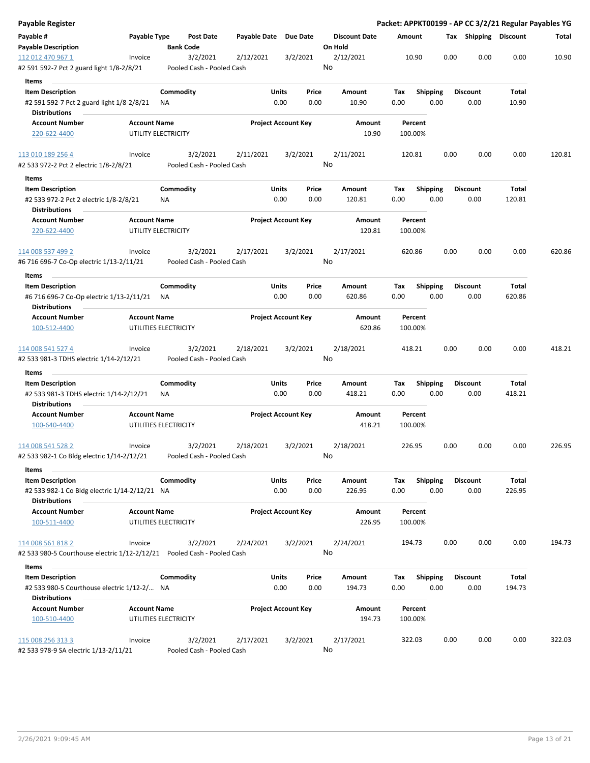# Payable Register

**Packet: APPKT00199 - AP CC 3/2/21 Regular Payables YG**

| Payable # | Payable Type | Post Date | Payable Date | Due Date | Discount Date | Amount | Tax | Shipping | Discount | Total |
|---|---|---|---|---|---|---|---|---|---|---|
| **Payable Description** | | **Bank Code** | | | **On Hold** | | | | | |
| 112 012 470 967 1 | Invoice | 3/2/2021 | 2/12/2021 | 3/2/2021 | 2/12/2021 | 10.90 | 0.00 | 0.00 | 0.00 | 10.90 |
| #2 591 592-7 Pct 2 guard light 1/8-2/8/21 | | Pooled Cash - Pooled Cash | | | No | | | | | |

**Items**

| Item Description | Commodity | Units | Price | Amount | Tax | Shipping | Discount | Total |
|---|---|---|---|---|---|---|---|---|
| #2 591 592-7 Pct 2 guard light 1/8-2/8/21 | NA | 0.00 | 0.00 | 10.90 | 0.00 | 0.00 | 0.00 | 10.90 |

**Distributions**

| Account Number | Account Name | Project Account Key | Amount | Percent |
|---|---|---|---|---|
| 220-622-4400 | UTILITY ELECTRICITY | | 10.90 | 100.00% |

| Payable # | Payable Type | Post Date | Payable Date | Due Date | Discount Date | Amount | Tax | Shipping | Discount | Total |
|---|---|---|---|---|---|---|---|---|---|---|
| 113 010 189 256 4 | Invoice | 3/2/2021 | 2/11/2021 | 3/2/2021 | 2/11/2021 | 120.81 | 0.00 | 0.00 | 0.00 | 120.81 |
| #2 533 972-2 Pct 2 electric 1/8-2/8/21 | | Pooled Cash - Pooled Cash | | | No | | | | | |

**Items**

| Item Description | Commodity | Units | Price | Amount | Tax | Shipping | Discount | Total |
|---|---|---|---|---|---|---|---|---|
| #2 533 972-2 Pct 2 electric 1/8-2/8/21 | NA | 0.00 | 0.00 | 120.81 | 0.00 | 0.00 | 0.00 | 120.81 |

**Distributions**

| Account Number | Account Name | Project Account Key | Amount | Percent |
|---|---|---|---|---|
| 220-622-4400 | UTILITY ELECTRICITY | | 120.81 | 100.00% |

| Payable # | Payable Type | Post Date | Payable Date | Due Date | Discount Date | Amount | Tax | Shipping | Discount | Total |
|---|---|---|---|---|---|---|---|---|---|---|
| 114 008 537 499 2 | Invoice | 3/2/2021 | 2/17/2021 | 3/2/2021 | 2/17/2021 | 620.86 | 0.00 | 0.00 | 0.00 | 620.86 |
| #6 716 696-7 Co-Op electric 1/13-2/11/21 | | Pooled Cash - Pooled Cash | | | No | | | | | |

**Items**

| Item Description | Commodity | Units | Price | Amount | Tax | Shipping | Discount | Total |
|---|---|---|---|---|---|---|---|---|
| #6 716 696-7 Co-Op electric 1/13-2/11/21 | NA | 0.00 | 0.00 | 620.86 | 0.00 | 0.00 | 0.00 | 620.86 |

**Distributions**

| Account Number | Account Name | Project Account Key | Amount | Percent |
|---|---|---|---|---|
| 100-512-4400 | UTILITIES ELECTRICITY | | 620.86 | 100.00% |

| Payable # | Payable Type | Post Date | Payable Date | Due Date | Discount Date | Amount | Tax | Shipping | Discount | Total |
|---|---|---|---|---|---|---|---|---|---|---|
| 114 008 541 527 4 | Invoice | 3/2/2021 | 2/18/2021 | 3/2/2021 | 2/18/2021 | 418.21 | 0.00 | 0.00 | 0.00 | 418.21 |
| #2 533 981-3 TDHS electric 1/14-2/12/21 | | Pooled Cash - Pooled Cash | | | No | | | | | |

**Items**

| Item Description | Commodity | Units | Price | Amount | Tax | Shipping | Discount | Total |
|---|---|---|---|---|---|---|---|---|
| #2 533 981-3 TDHS electric 1/14-2/12/21 | NA | 0.00 | 0.00 | 418.21 | 0.00 | 0.00 | 0.00 | 418.21 |

**Distributions**

| Account Number | Account Name | Project Account Key | Amount | Percent |
|---|---|---|---|---|
| 100-640-4400 | UTILITIES ELECTRICITY | | 418.21 | 100.00% |

| Payable # | Payable Type | Post Date | Payable Date | Due Date | Discount Date | Amount | Tax | Shipping | Discount | Total |
|---|---|---|---|---|---|---|---|---|---|---|
| 114 008 541 528 2 | Invoice | 3/2/2021 | 2/18/2021 | 3/2/2021 | 2/18/2021 | 226.95 | 0.00 | 0.00 | 0.00 | 226.95 |
| #2 533 982-1 Co Bldg electric 1/14-2/12/21 | | Pooled Cash - Pooled Cash | | | No | | | | | |

**Items**

| Item Description | Commodity | Units | Price | Amount | Tax | Shipping | Discount | Total |
|---|---|---|---|---|---|---|---|---|
| #2 533 982-1 Co Bldg electric 1/14-2/12/21 | NA | 0.00 | 0.00 | 226.95 | 0.00 | 0.00 | 0.00 | 226.95 |

**Distributions**

| Account Number | Account Name | Project Account Key | Amount | Percent |
|---|---|---|---|---|
| 100-511-4400 | UTILITIES ELECTRICITY | | 226.95 | 100.00% |

| Payable # | Payable Type | Post Date | Payable Date | Due Date | Discount Date | Amount | Tax | Shipping | Discount | Total |
|---|---|---|---|---|---|---|---|---|---|---|
| 114 008 561 818 2 | Invoice | 3/2/2021 | 2/24/2021 | 3/2/2021 | 2/24/2021 | 194.73 | 0.00 | 0.00 | 0.00 | 194.73 |
| #2 533 980-5 Courthouse electric 1/12-2/12/21 | | Pooled Cash - Pooled Cash | | | No | | | | | |

**Items**

| Item Description | Commodity | Units | Price | Amount | Tax | Shipping | Discount | Total |
|---|---|---|---|---|---|---|---|---|
| #2 533 980-5 Courthouse electric 1/12-2/... | NA | 0.00 | 0.00 | 194.73 | 0.00 | 0.00 | 0.00 | 194.73 |

**Distributions**

| Account Number | Account Name | Project Account Key | Amount | Percent |
|---|---|---|---|---|
| 100-510-4400 | UTILITIES ELECTRICITY | | 194.73 | 100.00% |

| Payable # | Payable Type | Post Date | Payable Date | Due Date | Discount Date | Amount | Tax | Shipping | Discount | Total |
|---|---|---|---|---|---|---|---|---|---|---|
| 115 008 256 313 3 | Invoice | 3/2/2021 | 2/17/2021 | 3/2/2021 | 2/17/2021 | 322.03 | 0.00 | 0.00 | 0.00 | 322.03 |
| #2 533 978-9 SA electric 1/13-2/11/21 | | Pooled Cash - Pooled Cash | | | No | | | | | |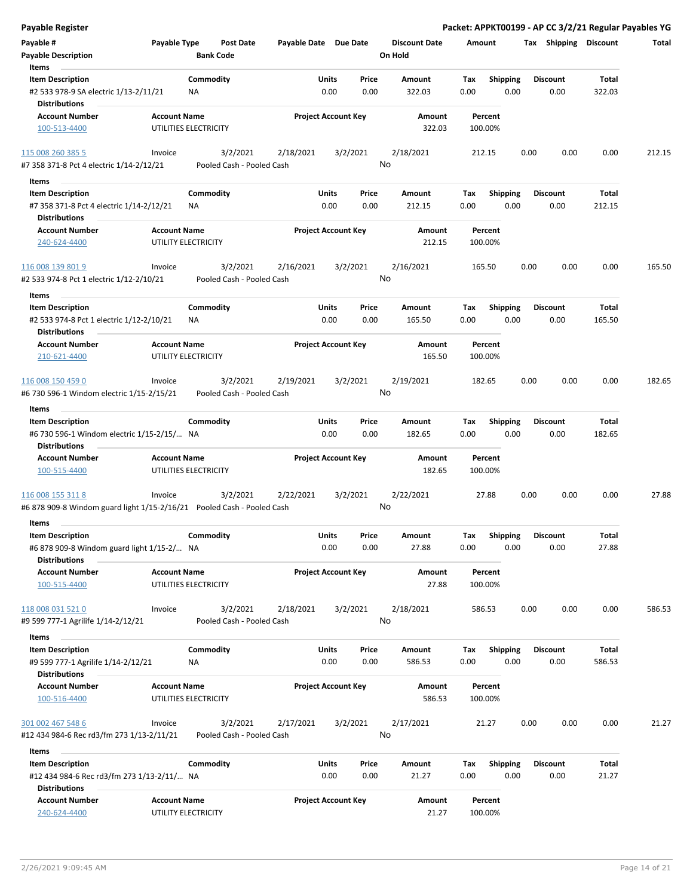| Payable # | Payable Type | Post Date | Payable Date | Due Date | Discount Date | Amount | Tax | Shipping | Discount | Total |
|---|---|---|---|---|---|---|---|---|---|---|
| Payable Description | | Bank Code | | | On Hold | | | | | |

**Items**

| Item Description | Commodity | Units | Price | Amount | Tax | Shipping | Discount | Total |
|---|---|---|---|---|---|---|---|---|
| #2 533 978-9 SA electric 1/13-2/11/21 | NA | 0.00 | 0.00 | 322.03 | 0.00 | 0.00 | 0.00 | 322.03 |

**Distributions**

| Account Number | Account Name | Project Account Key | Amount | Percent |
|---|---|---|---|---|
| 100-513-4400 | UTILITIES ELECTRICITY | | 322.03 | 100.00% |

| Payable # | Payable Type | Post Date | Payable Date | Due Date | Discount Date | Amount | Tax | Shipping | Discount | Total |
|---|---|---|---|---|---|---|---|---|---|---|
| 115 008 260 385 5 | Invoice | 3/2/2021 | 2/18/2021 | 3/2/2021 | 2/18/2021 | 212.15 | 0.00 | 0.00 | 0.00 | 212.15 |
| #7 358 371-8 Pct 4 electric 1/14-2/12/21 | | Pooled Cash - Pooled Cash | | | No | | | | | |

**Items**

| Item Description | Commodity | Units | Price | Amount | Tax | Shipping | Discount | Total |
|---|---|---|---|---|---|---|---|---|
| #7 358 371-8 Pct 4 electric 1/14-2/12/21 | NA | 0.00 | 0.00 | 212.15 | 0.00 | 0.00 | 0.00 | 212.15 |

**Distributions**

| Account Number | Account Name | Project Account Key | Amount | Percent |
|---|---|---|---|---|
| 240-624-4400 | UTILITY ELECTRICITY | | 212.15 | 100.00% |

| Payable # | Payable Type | Post Date | Payable Date | Due Date | Discount Date | Amount | Tax | Shipping | Discount | Total |
|---|---|---|---|---|---|---|---|---|---|---|
| 116 008 139 801 9 | Invoice | 3/2/2021 | 2/16/2021 | 3/2/2021 | 2/16/2021 | 165.50 | 0.00 | 0.00 | 0.00 | 165.50 |
| #2 533 974-8 Pct 1 electric 1/12-2/10/21 | | Pooled Cash - Pooled Cash | | | No | | | | | |

**Items**

| Item Description | Commodity | Units | Price | Amount | Tax | Shipping | Discount | Total |
|---|---|---|---|---|---|---|---|---|
| #2 533 974-8 Pct 1 electric 1/12-2/10/21 | NA | 0.00 | 0.00 | 165.50 | 0.00 | 0.00 | 0.00 | 165.50 |

**Distributions**

| Account Number | Account Name | Project Account Key | Amount | Percent |
|---|---|---|---|---|
| 210-621-4400 | UTILITY ELECTRICITY | | 165.50 | 100.00% |

| Payable # | Payable Type | Post Date | Payable Date | Due Date | Discount Date | Amount | Tax | Shipping | Discount | Total |
|---|---|---|---|---|---|---|---|---|---|---|
| 116 008 150 459 0 | Invoice | 3/2/2021 | 2/19/2021 | 3/2/2021 | 2/19/2021 | 182.65 | 0.00 | 0.00 | 0.00 | 182.65 |
| #6 730 596-1 Windom electric 1/15-2/15/21 | | Pooled Cash - Pooled Cash | | | No | | | | | |

**Items**

| Item Description | Commodity | Units | Price | Amount | Tax | Shipping | Discount | Total |
|---|---|---|---|---|---|---|---|---|
| #6 730 596-1 Windom electric 1/15-2/15/... | NA | 0.00 | 0.00 | 182.65 | 0.00 | 0.00 | 0.00 | 182.65 |

**Distributions**

| Account Number | Account Name | Project Account Key | Amount | Percent |
|---|---|---|---|---|
| 100-515-4400 | UTILITIES ELECTRICITY | | 182.65 | 100.00% |

| Payable # | Payable Type | Post Date | Payable Date | Due Date | Discount Date | Amount | Tax | Shipping | Discount | Total |
|---|---|---|---|---|---|---|---|---|---|---|
| 116 008 155 311 8 | Invoice | 3/2/2021 | 2/22/2021 | 3/2/2021 | 2/22/2021 | 27.88 | 0.00 | 0.00 | 0.00 | 27.88 |
| #6 878 909-8 Windom guard light 1/15-2/16/21 | | Pooled Cash - Pooled Cash | | | No | | | | | |

**Items**

| Item Description | Commodity | Units | Price | Amount | Tax | Shipping | Discount | Total |
|---|---|---|---|---|---|---|---|---|
| #6 878 909-8 Windom guard light 1/15-2/... | NA | 0.00 | 0.00 | 27.88 | 0.00 | 0.00 | 0.00 | 27.88 |

**Distributions**

| Account Number | Account Name | Project Account Key | Amount | Percent |
|---|---|---|---|---|
| 100-515-4400 | UTILITIES ELECTRICITY | | 27.88 | 100.00% |

| Payable # | Payable Type | Post Date | Payable Date | Due Date | Discount Date | Amount | Tax | Shipping | Discount | Total |
|---|---|---|---|---|---|---|---|---|---|---|
| 118 008 031 521 0 | Invoice | 3/2/2021 | 2/18/2021 | 3/2/2021 | 2/18/2021 | 586.53 | 0.00 | 0.00 | 0.00 | 586.53 |
| #9 599 777-1 Agrilife 1/14-2/12/21 | | Pooled Cash - Pooled Cash | | | No | | | | | |

**Items**

| Item Description | Commodity | Units | Price | Amount | Tax | Shipping | Discount | Total |
|---|---|---|---|---|---|---|---|---|
| #9 599 777-1 Agrilife 1/14-2/12/21 | NA | 0.00 | 0.00 | 586.53 | 0.00 | 0.00 | 0.00 | 586.53 |

**Distributions**

| Account Number | Account Name | Project Account Key | Amount | Percent |
|---|---|---|---|---|
| 100-516-4400 | UTILITIES ELECTRICITY | | 586.53 | 100.00% |

| Payable # | Payable Type | Post Date | Payable Date | Due Date | Discount Date | Amount | Tax | Shipping | Discount | Total |
|---|---|---|---|---|---|---|---|---|---|---|
| 301 002 467 548 6 | Invoice | 3/2/2021 | 2/17/2021 | 3/2/2021 | 2/17/2021 | 21.27 | 0.00 | 0.00 | 0.00 | 21.27 |
| #12 434 984-6 Rec rd3/fm 273 1/13-2/11/21 | | Pooled Cash - Pooled Cash | | | No | | | | | |

**Items**

| Item Description | Commodity | Units | Price | Amount | Tax | Shipping | Discount | Total |
|---|---|---|---|---|---|---|---|---|
| #12 434 984-6 Rec rd3/fm 273 1/13-2/11/... | NA | 0.00 | 0.00 | 21.27 | 0.00 | 0.00 | 0.00 | 21.27 |

**Distributions**

| Account Number | Account Name | Project Account Key | Amount | Percent |
|---|---|---|---|---|
| 240-624-4400 | UTILITY ELECTRICITY | | 21.27 | 100.00% |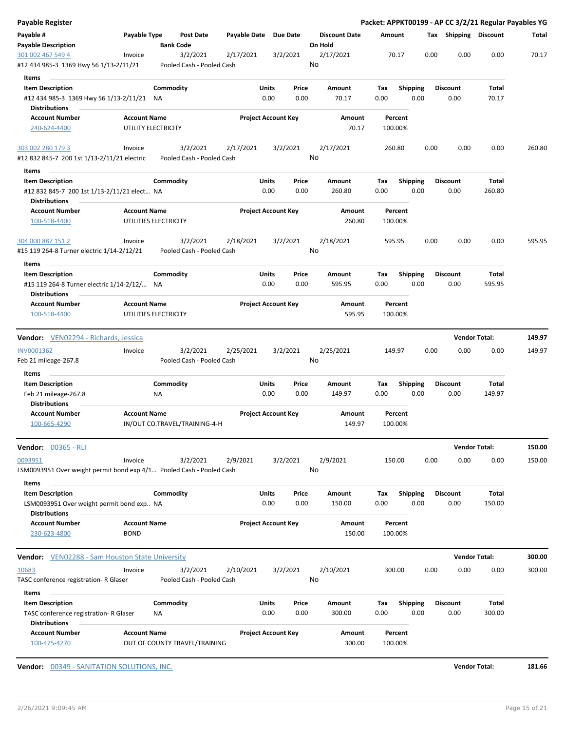# Payable Register

**Packet: APPKT00199 - AP CC 3/2/21 Regular Payables YG**

| Payable # / Payable Description | Payable Type | Post Date / Bank Code | Payable Date | Due Date | Discount Date / On Hold | Amount | Tax | Shipping | Discount | Total |
|---|---|---|---|---|---|---|---|---|---|---|
| 301 002 467 549 4 | Invoice | 3/2/2021 | 2/17/2021 | 3/2/2021 | 2/17/2021 | 70.17 | 0.00 | 0.00 | 0.00 | 70.17 |
| #12 434 985-3 1369 Hwy 56 1/13-2/11/21 | | Pooled Cash - Pooled Cash | | | No | | | | | |

**Items**

| Item Description | Commodity | Units | Price | Amount | Tax | Shipping | Discount | Total |
|---|---|---|---|---|---|---|---|---|
| #12 434 985-3 1369 Hwy 56 1/13-2/11/21 | NA | 0.00 | 0.00 | 70.17 | 0.00 | 0.00 | 0.00 | 70.17 |

**Distributions**

| Account Number | Account Name | Project Account Key | Amount | Percent |
|---|---|---|---|---|
| 240-624-4400 | UTILITY ELECTRICITY | | 70.17 | 100.00% |

| Payable # / Payable Description | Payable Type | Post Date / Bank Code | Payable Date | Due Date | Discount Date / On Hold | Amount | Tax | Shipping | Discount | Total |
|---|---|---|---|---|---|---|---|---|---|---|
| 303 002 280 179 3 | Invoice | 3/2/2021 | 2/17/2021 | 3/2/2021 | 2/17/2021 | 260.80 | 0.00 | 0.00 | 0.00 | 260.80 |
| #12 832 845-7 200 1st 1/13-2/11/21 electric | | Pooled Cash - Pooled Cash | | | No | | | | | |

**Items**

| Item Description | Commodity | Units | Price | Amount | Tax | Shipping | Discount | Total |
|---|---|---|---|---|---|---|---|---|
| #12 832 845-7 200 1st 1/13-2/11/21 elect... | NA | 0.00 | 0.00 | 260.80 | 0.00 | 0.00 | 0.00 | 260.80 |

**Distributions**

| Account Number | Account Name | Project Account Key | Amount | Percent |
|---|---|---|---|---|
| 100-518-4400 | UTILITIES ELECTRICITY | | 260.80 | 100.00% |

| Payable # / Payable Description | Payable Type | Post Date / Bank Code | Payable Date | Due Date | Discount Date / On Hold | Amount | Tax | Shipping | Discount | Total |
|---|---|---|---|---|---|---|---|---|---|---|
| 304 000 887 151 2 | Invoice | 3/2/2021 | 2/18/2021 | 3/2/2021 | 2/18/2021 | 595.95 | 0.00 | 0.00 | 0.00 | 595.95 |
| #15 119 264-8 Turner electric 1/14-2/12/21 | | Pooled Cash - Pooled Cash | | | No | | | | | |

**Items**

| Item Description | Commodity | Units | Price | Amount | Tax | Shipping | Discount | Total |
|---|---|---|---|---|---|---|---|---|
| #15 119 264-8 Turner electric 1/14-2/12/... | NA | 0.00 | 0.00 | 595.95 | 0.00 | 0.00 | 0.00 | 595.95 |

**Distributions**

| Account Number | Account Name | Project Account Key | Amount | Percent |
|---|---|---|---|---|
| 100-518-4400 | UTILITIES ELECTRICITY | | 595.95 | 100.00% |

---

**Vendor:** VEN02294 - Richards, Jessica — **Vendor Total: 149.97**

| Payable # / Payable Description | Payable Type | Post Date / Bank Code | Payable Date | Due Date | Discount Date / On Hold | Amount | Tax | Shipping | Discount | Total |
|---|---|---|---|---|---|---|---|---|---|---|
| INV0001362 | Invoice | 3/2/2021 | 2/25/2021 | 3/2/2021 | 2/25/2021 | 149.97 | 0.00 | 0.00 | 0.00 | 149.97 |
| Feb 21 mileage-267.8 | | Pooled Cash - Pooled Cash | | | No | | | | | |

**Items**

| Item Description | Commodity | Units | Price | Amount | Tax | Shipping | Discount | Total |
|---|---|---|---|---|---|---|---|---|
| Feb 21 mileage-267.8 | NA | 0.00 | 0.00 | 149.97 | 0.00 | 0.00 | 0.00 | 149.97 |

**Distributions**

| Account Number | Account Name | Project Account Key | Amount | Percent |
|---|---|---|---|---|
| 100-665-4290 | IN/OUT CO.TRAVEL/TRAINING-4-H | | 149.97 | 100.00% |

---

**Vendor:** 00365 - RLI — **Vendor Total: 150.00**

| Payable # / Payable Description | Payable Type | Post Date / Bank Code | Payable Date | Due Date | Discount Date / On Hold | Amount | Tax | Shipping | Discount | Total |
|---|---|---|---|---|---|---|---|---|---|---|
| 0093951 | Invoice | 3/2/2021 | 2/9/2021 | 3/2/2021 | 2/9/2021 | 150.00 | 0.00 | 0.00 | 0.00 | 150.00 |
| LSM0093951 Over weight permit bond exp 4/1... | | Pooled Cash - Pooled Cash | | | No | | | | | |

**Items**

| Item Description | Commodity | Units | Price | Amount | Tax | Shipping | Discount | Total |
|---|---|---|---|---|---|---|---|---|
| LSM0093951 Over weight permit bond exp.. | NA | 0.00 | 0.00 | 150.00 | 0.00 | 0.00 | 0.00 | 150.00 |

**Distributions**

| Account Number | Account Name | Project Account Key | Amount | Percent |
|---|---|---|---|---|
| 230-623-4800 | BOND | | 150.00 | 100.00% |

---

**Vendor:** VEN02288 - Sam Houston State University — **Vendor Total: 300.00**

| Payable # / Payable Description | Payable Type | Post Date / Bank Code | Payable Date | Due Date | Discount Date / On Hold | Amount | Tax | Shipping | Discount | Total |
|---|---|---|---|---|---|---|---|---|---|---|
| 10683 | Invoice | 3/2/2021 | 2/10/2021 | 3/2/2021 | 2/10/2021 | 300.00 | 0.00 | 0.00 | 0.00 | 300.00 |
| TASC conference registration- R Glaser | | Pooled Cash - Pooled Cash | | | No | | | | | |

**Items**

| Item Description | Commodity | Units | Price | Amount | Tax | Shipping | Discount | Total |
|---|---|---|---|---|---|---|---|---|
| TASC conference registration- R Glaser | NA | 0.00 | 0.00 | 300.00 | 0.00 | 0.00 | 0.00 | 300.00 |

**Distributions**

| Account Number | Account Name | Project Account Key | Amount | Percent |
|---|---|---|---|---|
| 100-475-4270 | OUT OF COUNTY TRAVEL/TRAINING | | 300.00 | 100.00% |

---

**Vendor:** 00349 - SANITATION SOLUTIONS, INC. — **Vendor Total: 181.66**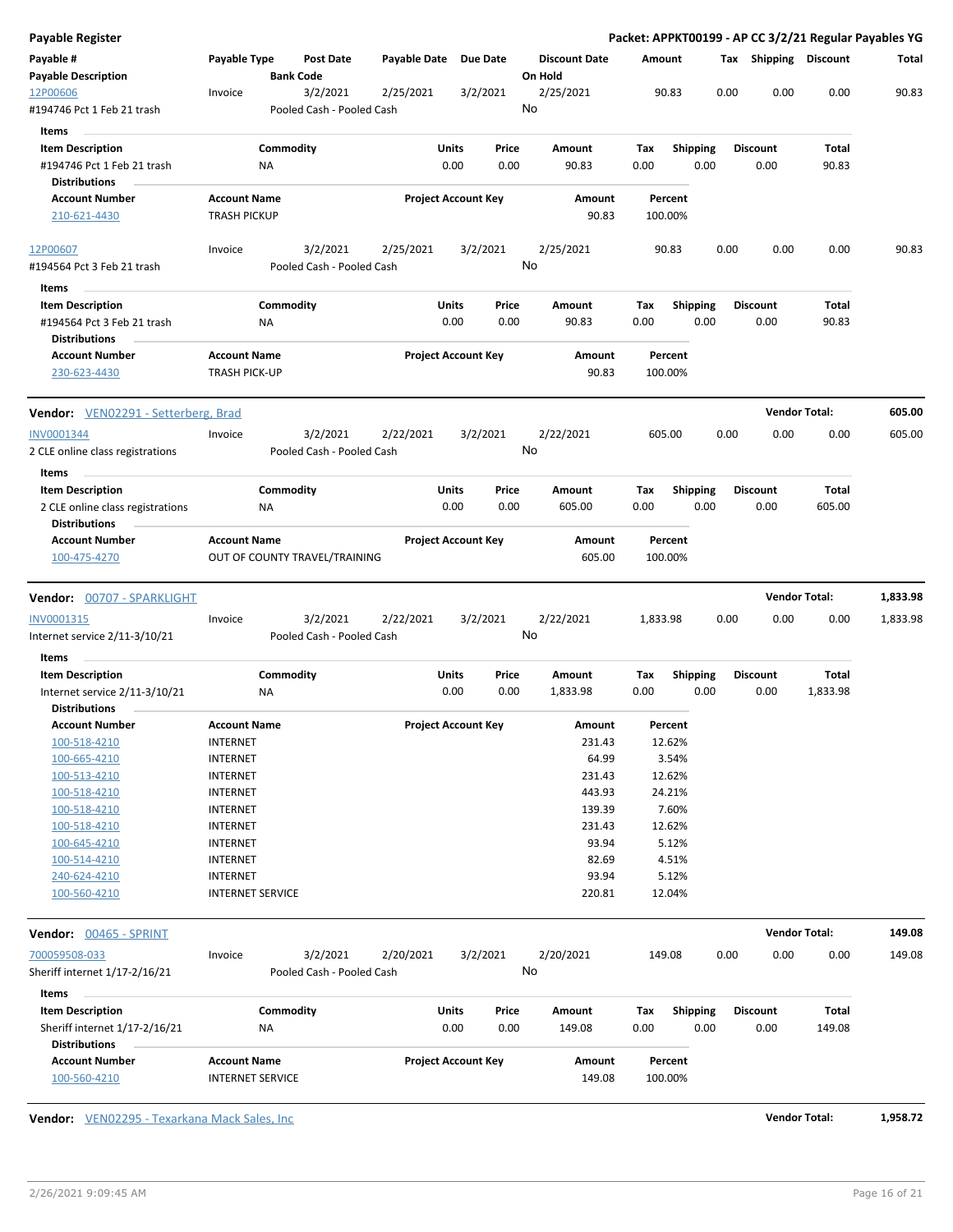**Payable Register** — **Packet: APPKT00199 - AP CC 3/2/21 Regular Payables YG**

| Payable # | Payable Type | Post Date | Payable Date | Due Date | Discount Date | Amount | Tax | Shipping | Discount | Total |
|---|---|---|---|---|---|---|---|---|---|---|
| **Payable Description** | | **Bank Code** | | | **On Hold** | | | | | |
| 12P00606 | Invoice | 3/2/2021 | 2/25/2021 | 3/2/2021 | 2/25/2021 | 90.83 | 0.00 | 0.00 | 0.00 | 90.83 |
| #194746 Pct 1 Feb 21 trash | | Pooled Cash - Pooled Cash | | | No | | | | | |

Items

| Item Description | Commodity | Units | Price | Amount | Tax | Shipping | Discount | Total |
|---|---|---|---|---|---|---|---|---|
| #194746 Pct 1 Feb 21 trash | NA | 0.00 | 0.00 | 90.83 | 0.00 | 0.00 | 0.00 | 90.83 |

Distributions

| Account Number | Account Name | Project Account Key | Amount | Percent |
|---|---|---|---|---|
| 210-621-4430 | TRASH PICKUP | | 90.83 | 100.00% |

| Payable # | Payable Type | Post Date | Payable Date | Due Date | Discount Date | Amount | Tax | Shipping | Discount | Total |
|---|---|---|---|---|---|---|---|---|---|---|
| 12P00607 | Invoice | 3/2/2021 | 2/25/2021 | 3/2/2021 | 2/25/2021 | 90.83 | 0.00 | 0.00 | 0.00 | 90.83 |
| #194564 Pct 3 Feb 21 trash | | Pooled Cash - Pooled Cash | | | No | | | | | |

Items

| Item Description | Commodity | Units | Price | Amount | Tax | Shipping | Discount | Total |
|---|---|---|---|---|---|---|---|---|
| #194564 Pct 3 Feb 21 trash | NA | 0.00 | 0.00 | 90.83 | 0.00 | 0.00 | 0.00 | 90.83 |

Distributions

| Account Number | Account Name | Project Account Key | Amount | Percent |
|---|---|---|---|---|
| 230-623-4430 | TRASH PICK-UP | | 90.83 | 100.00% |

**Vendor:** VEN02291 - Setterberg, Brad — **Vendor Total: 605.00**

| Payable # | Payable Type | Post Date | Payable Date | Due Date | Discount Date | Amount | Tax | Shipping | Discount | Total |
|---|---|---|---|---|---|---|---|---|---|---|
| INV0001344 | Invoice | 3/2/2021 | 2/22/2021 | 3/2/2021 | 2/22/2021 | 605.00 | 0.00 | 0.00 | 0.00 | 605.00 |
| 2 CLE online class registrations | | Pooled Cash - Pooled Cash | | | No | | | | | |

Items

| Item Description | Commodity | Units | Price | Amount | Tax | Shipping | Discount | Total |
|---|---|---|---|---|---|---|---|---|
| 2 CLE online class registrations | NA | 0.00 | 0.00 | 605.00 | 0.00 | 0.00 | 0.00 | 605.00 |

Distributions

| Account Number | Account Name | Project Account Key | Amount | Percent |
|---|---|---|---|---|
| 100-475-4270 | OUT OF COUNTY TRAVEL/TRAINING | | 605.00 | 100.00% |

**Vendor:** 00707 - SPARKLIGHT — **Vendor Total: 1,833.98**

| Payable # | Payable Type | Post Date | Payable Date | Due Date | Discount Date | Amount | Tax | Shipping | Discount | Total |
|---|---|---|---|---|---|---|---|---|---|---|
| INV0001315 | Invoice | 3/2/2021 | 2/22/2021 | 3/2/2021 | 2/22/2021 | 1,833.98 | 0.00 | 0.00 | 0.00 | 1,833.98 |
| Internet service 2/11-3/10/21 | | Pooled Cash - Pooled Cash | | | No | | | | | |

Items

| Item Description | Commodity | Units | Price | Amount | Tax | Shipping | Discount | Total |
|---|---|---|---|---|---|---|---|---|
| Internet service 2/11-3/10/21 | NA | 0.00 | 0.00 | 1,833.98 | 0.00 | 0.00 | 0.00 | 1,833.98 |

Distributions

| Account Number | Account Name | Project Account Key | Amount | Percent |
|---|---|---|---|---|
| 100-518-4210 | INTERNET | | 231.43 | 12.62% |
| 100-665-4210 | INTERNET | | 64.99 | 3.54% |
| 100-513-4210 | INTERNET | | 231.43 | 12.62% |
| 100-518-4210 | INTERNET | | 443.93 | 24.21% |
| 100-518-4210 | INTERNET | | 139.39 | 7.60% |
| 100-518-4210 | INTERNET | | 231.43 | 12.62% |
| 100-645-4210 | INTERNET | | 93.94 | 5.12% |
| 100-514-4210 | INTERNET | | 82.69 | 4.51% |
| 240-624-4210 | INTERNET | | 93.94 | 5.12% |
| 100-560-4210 | INTERNET SERVICE | | 220.81 | 12.04% |

**Vendor:** 00465 - SPRINT — **Vendor Total: 149.08**

| Payable # | Payable Type | Post Date | Payable Date | Due Date | Discount Date | Amount | Tax | Shipping | Discount | Total |
|---|---|---|---|---|---|---|---|---|---|---|
| 700059508-033 | Invoice | 3/2/2021 | 2/20/2021 | 3/2/2021 | 2/20/2021 | 149.08 | 0.00 | 0.00 | 0.00 | 149.08 |
| Sheriff internet 1/17-2/16/21 | | Pooled Cash - Pooled Cash | | | No | | | | | |

Items

| Item Description | Commodity | Units | Price | Amount | Tax | Shipping | Discount | Total |
|---|---|---|---|---|---|---|---|---|
| Sheriff internet 1/17-2/16/21 | NA | 0.00 | 0.00 | 149.08 | 0.00 | 0.00 | 0.00 | 149.08 |

Distributions

| Account Number | Account Name | Project Account Key | Amount | Percent |
|---|---|---|---|---|
| 100-560-4210 | INTERNET SERVICE | | 149.08 | 100.00% |

**Vendor:** VEN02295 - Texarkana Mack Sales, Inc — **Vendor Total: 1,958.72**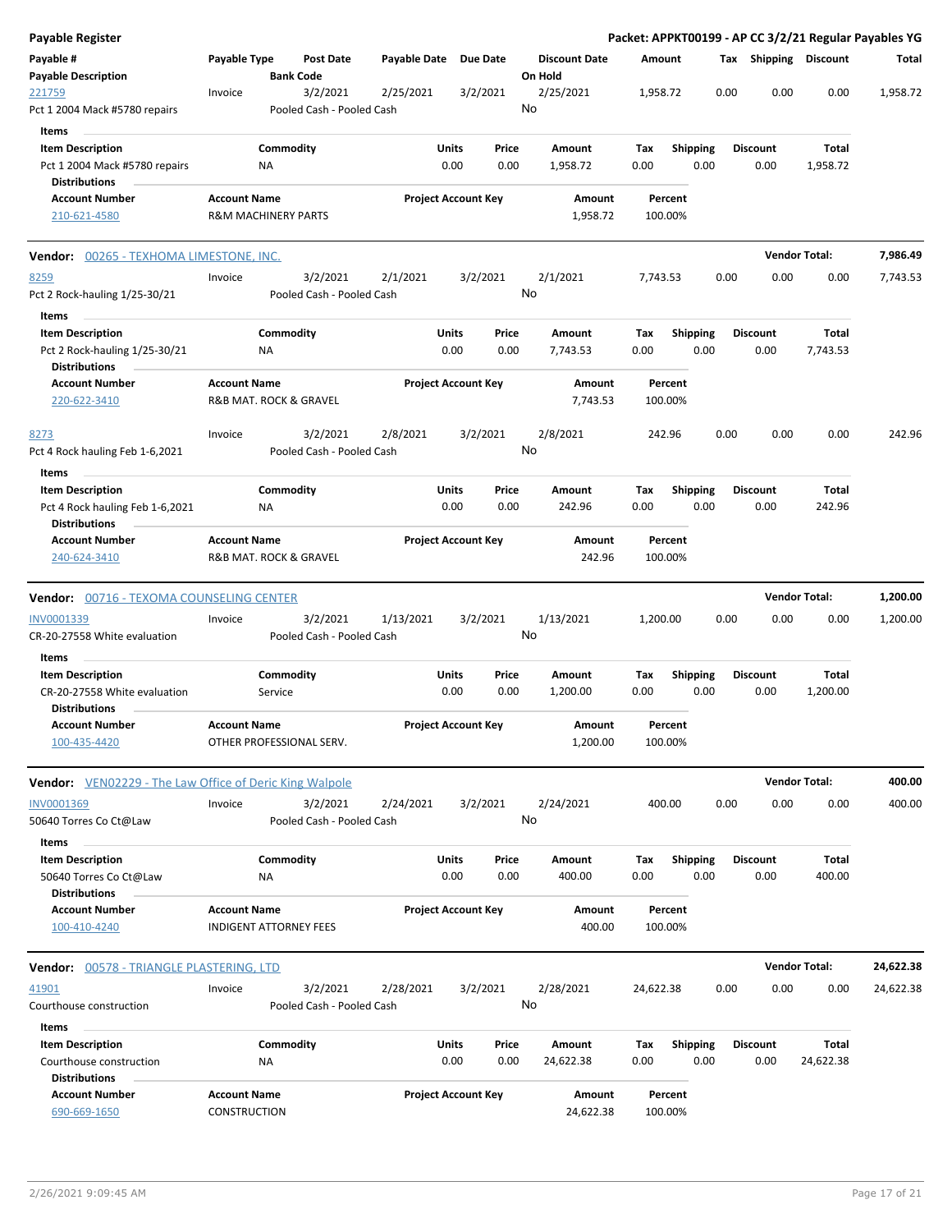## Payable Register

**Packet: APPKT00199 - AP CC 3/2/21 Regular Payables YG**

| Payable # / Payable Description | Payable Type | Post Date / Bank Code | Payable Date | Due Date | Discount Date / On Hold | Amount | Tax | Shipping | Discount | Total |
|---|---|---|---|---|---|---|---|---|---|---|
| 221759 | Invoice | 3/2/2021 | 2/25/2021 | 3/2/2021 | 2/25/2021 | 1,958.72 | 0.00 | 0.00 | 0.00 | 1,958.72 |
| Pct 1 2004 Mack #5780 repairs | | Pooled Cash - Pooled Cash | | | No | | | | | |

**Items**

| Item Description | Commodity | Units | Price | Amount | Tax | Shipping | Discount | Total |
|---|---|---|---|---|---|---|---|---|
| Pct 1 2004 Mack #5780 repairs | NA | 0.00 | 0.00 | 1,958.72 | 0.00 | 0.00 | 0.00 | 1,958.72 |

**Distributions**

| Account Number | Account Name | Project Account Key | Amount | Percent |
|---|---|---|---|---|
| 210-621-4580 | R&M MACHINERY PARTS | | 1,958.72 | 100.00% |

### Vendor: 00265 - TEXHOMA LIMESTONE, INC. — Vendor Total: 7,986.49

| Payable # / Payable Description | Payable Type | Post Date / Bank Code | Payable Date | Due Date | Discount Date / On Hold | Amount | Tax | Shipping | Discount | Total |
|---|---|---|---|---|---|---|---|---|---|---|
| 8259 | Invoice | 3/2/2021 | 2/1/2021 | 3/2/2021 | 2/1/2021 | 7,743.53 | 0.00 | 0.00 | 0.00 | 7,743.53 |
| Pct 2 Rock-hauling 1/25-30/21 | | Pooled Cash - Pooled Cash | | | No | | | | | |

**Items**

| Item Description | Commodity | Units | Price | Amount | Tax | Shipping | Discount | Total |
|---|---|---|---|---|---|---|---|---|
| Pct 2 Rock-hauling 1/25-30/21 | NA | 0.00 | 0.00 | 7,743.53 | 0.00 | 0.00 | 0.00 | 7,743.53 |

**Distributions**

| Account Number | Account Name | Project Account Key | Amount | Percent |
|---|---|---|---|---|
| 220-622-3410 | R&B MAT. ROCK & GRAVEL | | 7,743.53 | 100.00% |

| Payable # / Payable Description | Payable Type | Post Date / Bank Code | Payable Date | Due Date | Discount Date / On Hold | Amount | Tax | Shipping | Discount | Total |
|---|---|---|---|---|---|---|---|---|---|---|
| 8273 | Invoice | 3/2/2021 | 2/8/2021 | 3/2/2021 | 2/8/2021 | 242.96 | 0.00 | 0.00 | 0.00 | 242.96 |
| Pct 4 Rock hauling Feb 1-6,2021 | | Pooled Cash - Pooled Cash | | | No | | | | | |

**Items**

| Item Description | Commodity | Units | Price | Amount | Tax | Shipping | Discount | Total |
|---|---|---|---|---|---|---|---|---|
| Pct 4 Rock hauling Feb 1-6,2021 | NA | 0.00 | 0.00 | 242.96 | 0.00 | 0.00 | 0.00 | 242.96 |

**Distributions**

| Account Number | Account Name | Project Account Key | Amount | Percent |
|---|---|---|---|---|
| 240-624-3410 | R&B MAT. ROCK & GRAVEL | | 242.96 | 100.00% |

### Vendor: 00716 - TEXOMA COUNSELING CENTER — Vendor Total: 1,200.00

| Payable # / Payable Description | Payable Type | Post Date / Bank Code | Payable Date | Due Date | Discount Date / On Hold | Amount | Tax | Shipping | Discount | Total |
|---|---|---|---|---|---|---|---|---|---|---|
| INV0001339 | Invoice | 3/2/2021 | 1/13/2021 | 3/2/2021 | 1/13/2021 | 1,200.00 | 0.00 | 0.00 | 0.00 | 1,200.00 |
| CR-20-27558 White evaluation | | Pooled Cash - Pooled Cash | | | No | | | | | |

**Items**

| Item Description | Commodity | Units | Price | Amount | Tax | Shipping | Discount | Total |
|---|---|---|---|---|---|---|---|---|
| CR-20-27558 White evaluation | Service | 0.00 | 0.00 | 1,200.00 | 0.00 | 0.00 | 0.00 | 1,200.00 |

**Distributions**

| Account Number | Account Name | Project Account Key | Amount | Percent |
|---|---|---|---|---|
| 100-435-4420 | OTHER PROFESSIONAL SERV. | | 1,200.00 | 100.00% |

### Vendor: VEN02229 - The Law Office of Deric King Walpole — Vendor Total: 400.00

| Payable # / Payable Description | Payable Type | Post Date / Bank Code | Payable Date | Due Date | Discount Date / On Hold | Amount | Tax | Shipping | Discount | Total |
|---|---|---|---|---|---|---|---|---|---|---|
| INV0001369 | Invoice | 3/2/2021 | 2/24/2021 | 3/2/2021 | 2/24/2021 | 400.00 | 0.00 | 0.00 | 0.00 | 400.00 |
| 50640 Torres Co Ct@Law | | Pooled Cash - Pooled Cash | | | No | | | | | |

**Items**

| Item Description | Commodity | Units | Price | Amount | Tax | Shipping | Discount | Total |
|---|---|---|---|---|---|---|---|---|
| 50640 Torres Co Ct@Law | NA | 0.00 | 0.00 | 400.00 | 0.00 | 0.00 | 0.00 | 400.00 |

**Distributions**

| Account Number | Account Name | Project Account Key | Amount | Percent |
|---|---|---|---|---|
| 100-410-4240 | INDIGENT ATTORNEY FEES | | 400.00 | 100.00% |

### Vendor: 00578 - TRIANGLE PLASTERING, LTD — Vendor Total: 24,622.38

| Payable # / Payable Description | Payable Type | Post Date / Bank Code | Payable Date | Due Date | Discount Date / On Hold | Amount | Tax | Shipping | Discount | Total |
|---|---|---|---|---|---|---|---|---|---|---|
| 41901 | Invoice | 3/2/2021 | 2/28/2021 | 3/2/2021 | 2/28/2021 | 24,622.38 | 0.00 | 0.00 | 0.00 | 24,622.38 |
| Courthouse construction | | Pooled Cash - Pooled Cash | | | No | | | | | |

**Items**

| Item Description | Commodity | Units | Price | Amount | Tax | Shipping | Discount | Total |
|---|---|---|---|---|---|---|---|---|
| Courthouse construction | NA | 0.00 | 0.00 | 24,622.38 | 0.00 | 0.00 | 0.00 | 24,622.38 |

**Distributions**

| Account Number | Account Name | Project Account Key | Amount | Percent |
|---|---|---|---|---|
| 690-669-1650 | CONSTRUCTION | | 24,622.38 | 100.00% |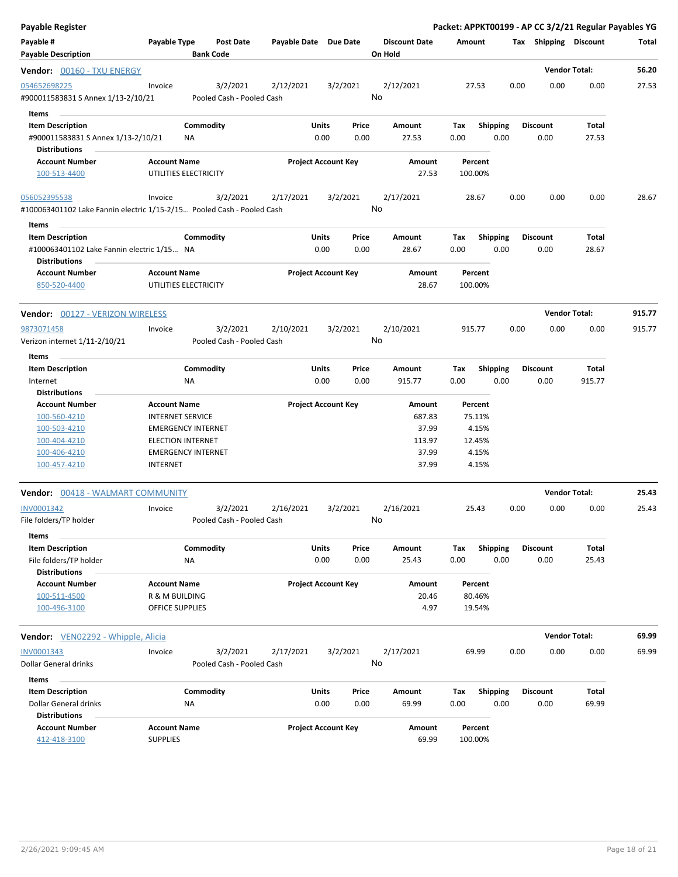**Payable Register** — **Packet: APPKT00199 - AP CC 3/2/21 Regular Payables YG**

| Payable # | Payable Type | Post Date | Payable Date | Due Date | Discount Date | Amount | Tax | Shipping | Discount | Total |
|---|---|---|---|---|---|---|---|---|---|---|
| **Payable Description** | | **Bank Code** | | | **On Hold** | | | | | |

## Vendor: 00160 - TXU ENERGY — Vendor Total: 56.20

| Payable # | Payable Type | Post Date | Payable Date | Due Date | Discount Date | Amount | Tax | Shipping | Discount | Total |
|---|---|---|---|---|---|---|---|---|---|---|
| 054652698225 | Invoice | 3/2/2021 | 2/12/2021 | 3/2/2021 | 2/12/2021 | 27.53 | 0.00 | 0.00 | 0.00 | 27.53 |
| #900011583831 S Annex 1/13-2/10/21 | | Pooled Cash - Pooled Cash | | | No | | | | | |

**Items**

| Item Description | Commodity | Units | Price | Amount | Tax | Shipping | Discount | Total |
|---|---|---|---|---|---|---|---|---|
| #900011583831 S Annex 1/13-2/10/21 | NA | 0.00 | 0.00 | 27.53 | 0.00 | 0.00 | 0.00 | 27.53 |

**Distributions**

| Account Number | Account Name | Project Account Key | Amount | Percent |
|---|---|---|---|---|
| 100-513-4400 | UTILITIES ELECTRICITY | | 27.53 | 100.00% |

| Payable # | Payable Type | Post Date | Payable Date | Due Date | Discount Date | Amount | Tax | Shipping | Discount | Total |
|---|---|---|---|---|---|---|---|---|---|---|
| 056052395538 | Invoice | 3/2/2021 | 2/17/2021 | 3/2/2021 | 2/17/2021 | 28.67 | 0.00 | 0.00 | 0.00 | 28.67 |
| #100063401102 Lake Fannin electric 1/15-2/15.. | | Pooled Cash - Pooled Cash | | | No | | | | | |

**Items**

| Item Description | Commodity | Units | Price | Amount | Tax | Shipping | Discount | Total |
|---|---|---|---|---|---|---|---|---|
| #100063401102 Lake Fannin electric 1/15... | NA | 0.00 | 0.00 | 28.67 | 0.00 | 0.00 | 0.00 | 28.67 |

**Distributions**

| Account Number | Account Name | Project Account Key | Amount | Percent |
|---|---|---|---|---|
| 850-520-4400 | UTILITIES ELECTRICITY | | 28.67 | 100.00% |

## Vendor: 00127 - VERIZON WIRELESS — Vendor Total: 915.77

| Payable # | Payable Type | Post Date | Payable Date | Due Date | Discount Date | Amount | Tax | Shipping | Discount | Total |
|---|---|---|---|---|---|---|---|---|---|---|
| 9873071458 | Invoice | 3/2/2021 | 2/10/2021 | 3/2/2021 | 2/10/2021 | 915.77 | 0.00 | 0.00 | 0.00 | 915.77 |
| Verizon internet 1/11-2/10/21 | | Pooled Cash - Pooled Cash | | | No | | | | | |

**Items**

| Item Description | Commodity | Units | Price | Amount | Tax | Shipping | Discount | Total |
|---|---|---|---|---|---|---|---|---|
| Internet | NA | 0.00 | 0.00 | 915.77 | 0.00 | 0.00 | 0.00 | 915.77 |

**Distributions**

| Account Number | Account Name | Project Account Key | Amount | Percent |
|---|---|---|---|---|
| 100-560-4210 | INTERNET SERVICE | | 687.83 | 75.11% |
| 100-503-4210 | EMERGENCY INTERNET | | 37.99 | 4.15% |
| 100-404-4210 | ELECTION INTERNET | | 113.97 | 12.45% |
| 100-406-4210 | EMERGENCY INTERNET | | 37.99 | 4.15% |
| 100-457-4210 | INTERNET | | 37.99 | 4.15% |

## Vendor: 00418 - WALMART COMMUNITY — Vendor Total: 25.43

| Payable # | Payable Type | Post Date | Payable Date | Due Date | Discount Date | Amount | Tax | Shipping | Discount | Total |
|---|---|---|---|---|---|---|---|---|---|---|
| INV0001342 | Invoice | 3/2/2021 | 2/16/2021 | 3/2/2021 | 2/16/2021 | 25.43 | 0.00 | 0.00 | 0.00 | 25.43 |
| File folders/TP holder | | Pooled Cash - Pooled Cash | | | No | | | | | |

**Items**

| Item Description | Commodity | Units | Price | Amount | Tax | Shipping | Discount | Total |
|---|---|---|---|---|---|---|---|---|
| File folders/TP holder | NA | 0.00 | 0.00 | 25.43 | 0.00 | 0.00 | 0.00 | 25.43 |

**Distributions**

| Account Number | Account Name | Project Account Key | Amount | Percent |
|---|---|---|---|---|
| 100-511-4500 | R & M BUILDING | | 20.46 | 80.46% |
| 100-496-3100 | OFFICE SUPPLIES | | 4.97 | 19.54% |

## Vendor: VEN02292 - Whipple, Alicia — Vendor Total: 69.99

| Payable # | Payable Type | Post Date | Payable Date | Due Date | Discount Date | Amount | Tax | Shipping | Discount | Total |
|---|---|---|---|---|---|---|---|---|---|---|
| INV0001343 | Invoice | 3/2/2021 | 2/17/2021 | 3/2/2021 | 2/17/2021 | 69.99 | 0.00 | 0.00 | 0.00 | 69.99 |
| Dollar General drinks | | Pooled Cash - Pooled Cash | | | No | | | | | |

**Items**

| Item Description | Commodity | Units | Price | Amount | Tax | Shipping | Discount | Total |
|---|---|---|---|---|---|---|---|---|
| Dollar General drinks | NA | 0.00 | 0.00 | 69.99 | 0.00 | 0.00 | 0.00 | 69.99 |

**Distributions**

| Account Number | Account Name | Project Account Key | Amount | Percent |
|---|---|---|---|---|
| 412-418-3100 | SUPPLIES | | 69.99 | 100.00% |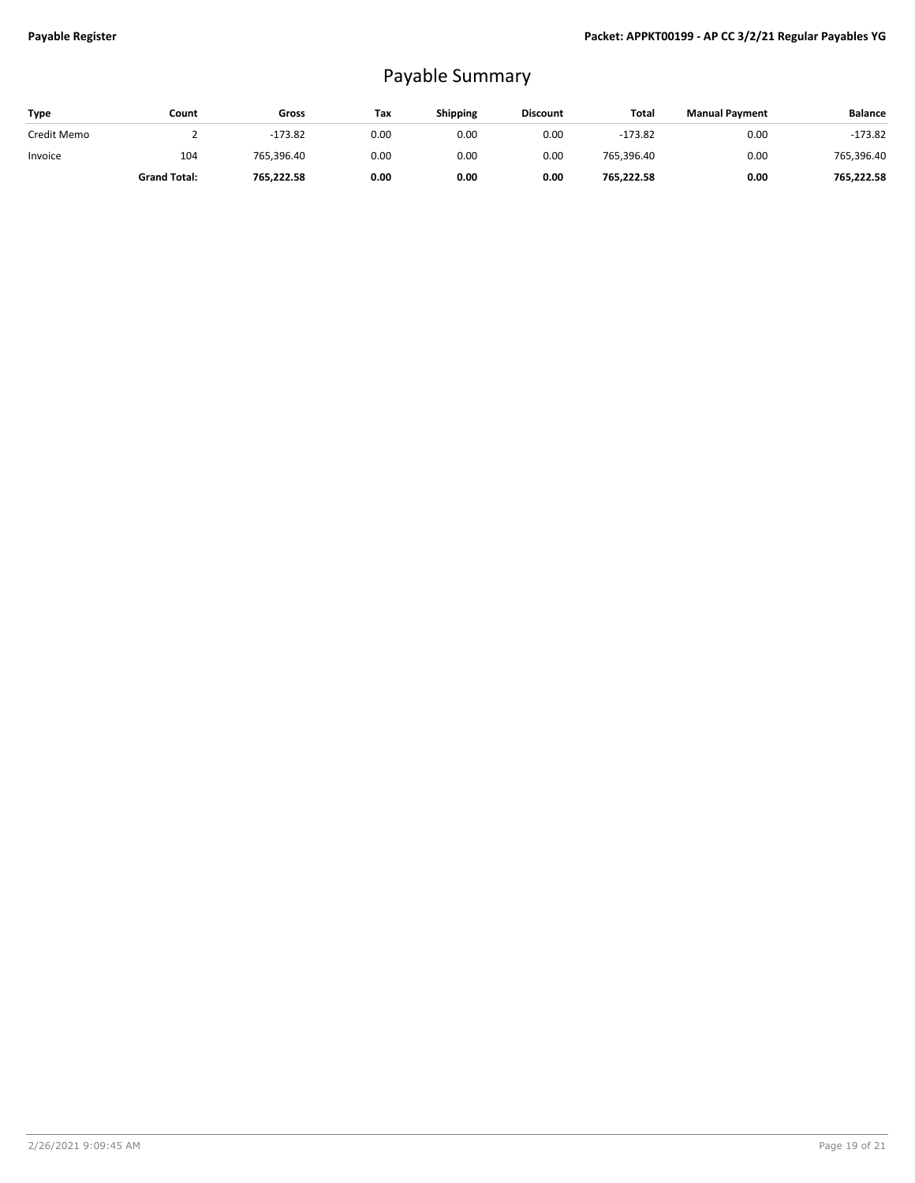# Payable Summary

| Type | Count | Gross | Tax | Shipping | Discount | Total | Manual Payment | Balance |
|---|---|---|---|---|---|---|---|---|
| Credit Memo | 2 | -173.82 | 0.00 | 0.00 | 0.00 | -173.82 | 0.00 | -173.82 |
| Invoice | 104 | 765,396.40 | 0.00 | 0.00 | 0.00 | 765,396.40 | 0.00 | 765,396.40 |
| | **Grand Total:** | **765,222.58** | **0.00** | **0.00** | **0.00** | **765,222.58** | **0.00** | **765,222.58** |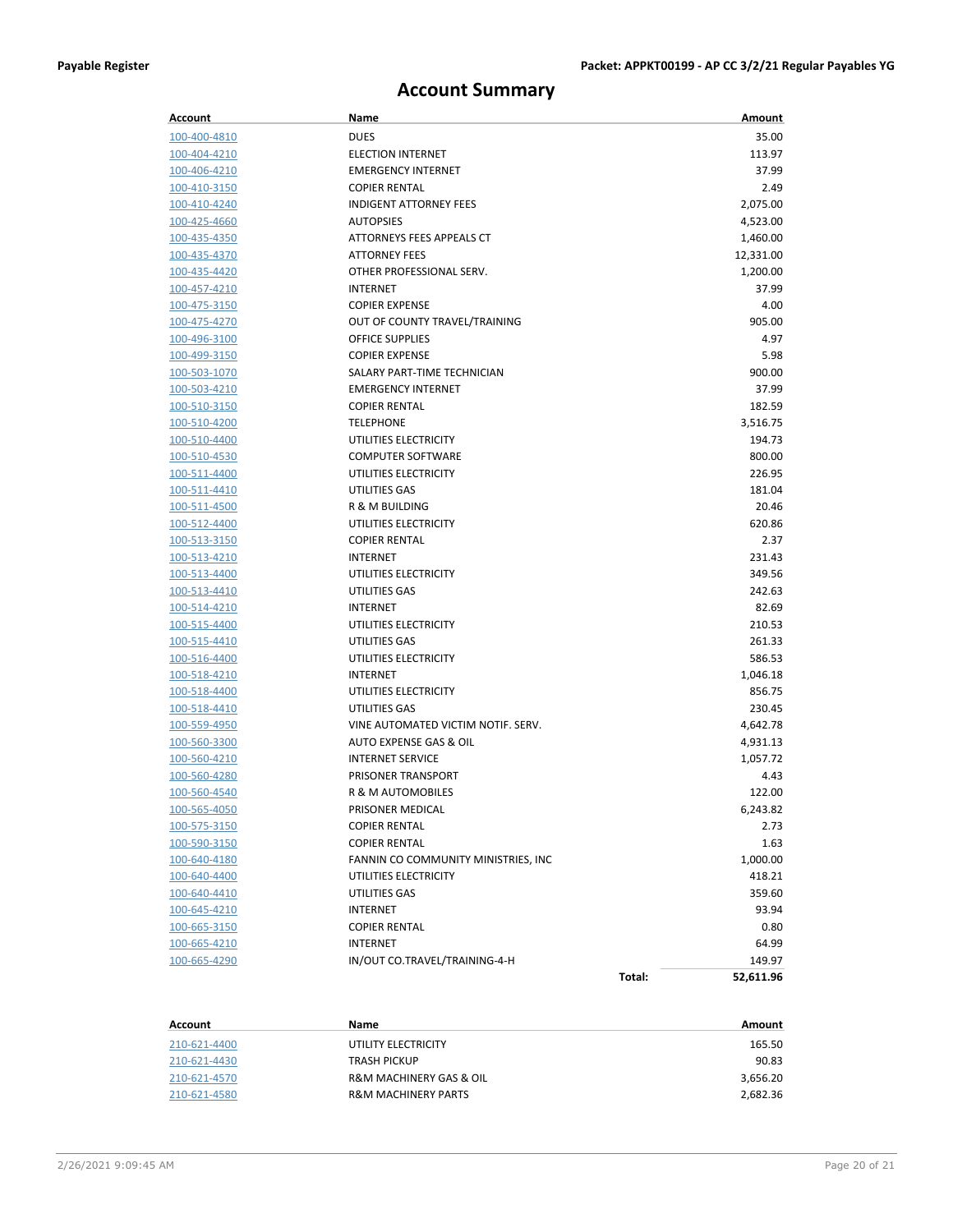Payable Register | Packet: APPKT00199 - AP CC 3/2/21 Regular Payables YG

# Account Summary

| Account | Name | Amount |
|---|---|---|
| 100-400-4810 | DUES | 35.00 |
| 100-404-4210 | ELECTION INTERNET | 113.97 |
| 100-406-4210 | EMERGENCY INTERNET | 37.99 |
| 100-410-3150 | COPIER RENTAL | 2.49 |
| 100-410-4240 | INDIGENT ATTORNEY FEES | 2,075.00 |
| 100-425-4660 | AUTOPSIES | 4,523.00 |
| 100-435-4350 | ATTORNEYS FEES APPEALS CT | 1,460.00 |
| 100-435-4370 | ATTORNEY FEES | 12,331.00 |
| 100-435-4420 | OTHER PROFESSIONAL SERV. | 1,200.00 |
| 100-457-4210 | INTERNET | 37.99 |
| 100-475-3150 | COPIER EXPENSE | 4.00 |
| 100-475-4270 | OUT OF COUNTY TRAVEL/TRAINING | 905.00 |
| 100-496-3100 | OFFICE SUPPLIES | 4.97 |
| 100-499-3150 | COPIER EXPENSE | 5.98 |
| 100-503-1070 | SALARY PART-TIME TECHNICIAN | 900.00 |
| 100-503-4210 | EMERGENCY INTERNET | 37.99 |
| 100-510-3150 | COPIER RENTAL | 182.59 |
| 100-510-4200 | TELEPHONE | 3,516.75 |
| 100-510-4400 | UTILITIES ELECTRICITY | 194.73 |
| 100-510-4530 | COMPUTER SOFTWARE | 800.00 |
| 100-511-4400 | UTILITIES ELECTRICITY | 226.95 |
| 100-511-4410 | UTILITIES GAS | 181.04 |
| 100-511-4500 | R & M BUILDING | 20.46 |
| 100-512-4400 | UTILITIES ELECTRICITY | 620.86 |
| 100-513-3150 | COPIER RENTAL | 2.37 |
| 100-513-4210 | INTERNET | 231.43 |
| 100-513-4400 | UTILITIES ELECTRICITY | 349.56 |
| 100-513-4410 | UTILITIES GAS | 242.63 |
| 100-514-4210 | INTERNET | 82.69 |
| 100-515-4400 | UTILITIES ELECTRICITY | 210.53 |
| 100-515-4410 | UTILITIES GAS | 261.33 |
| 100-516-4400 | UTILITIES ELECTRICITY | 586.53 |
| 100-518-4210 | INTERNET | 1,046.18 |
| 100-518-4400 | UTILITIES ELECTRICITY | 856.75 |
| 100-518-4410 | UTILITIES GAS | 230.45 |
| 100-559-4950 | VINE AUTOMATED VICTIM NOTIF. SERV. | 4,642.78 |
| 100-560-3300 | AUTO EXPENSE GAS & OIL | 4,931.13 |
| 100-560-4210 | INTERNET SERVICE | 1,057.72 |
| 100-560-4280 | PRISONER TRANSPORT | 4.43 |
| 100-560-4540 | R & M AUTOMOBILES | 122.00 |
| 100-565-4050 | PRISONER MEDICAL | 6,243.82 |
| 100-575-3150 | COPIER RENTAL | 2.73 |
| 100-590-3150 | COPIER RENTAL | 1.63 |
| 100-640-4180 | FANNIN CO COMMUNITY MINISTRIES, INC | 1,000.00 |
| 100-640-4400 | UTILITIES ELECTRICITY | 418.21 |
| 100-640-4410 | UTILITIES GAS | 359.60 |
| 100-645-4210 | INTERNET | 93.94 |
| 100-665-3150 | COPIER RENTAL | 0.80 |
| 100-665-4210 | INTERNET | 64.99 |
| 100-665-4290 | IN/OUT CO.TRAVEL/TRAINING-4-H | 149.97 |
| | **Total:** | **52,611.96** |

| Account | Name | Amount |
|---|---|---|
| 210-621-4400 | UTILITY ELECTRICITY | 165.50 |
| 210-621-4430 | TRASH PICKUP | 90.83 |
| 210-621-4570 | R&M MACHINERY GAS & OIL | 3,656.20 |
| 210-621-4580 | R&M MACHINERY PARTS | 2,682.36 |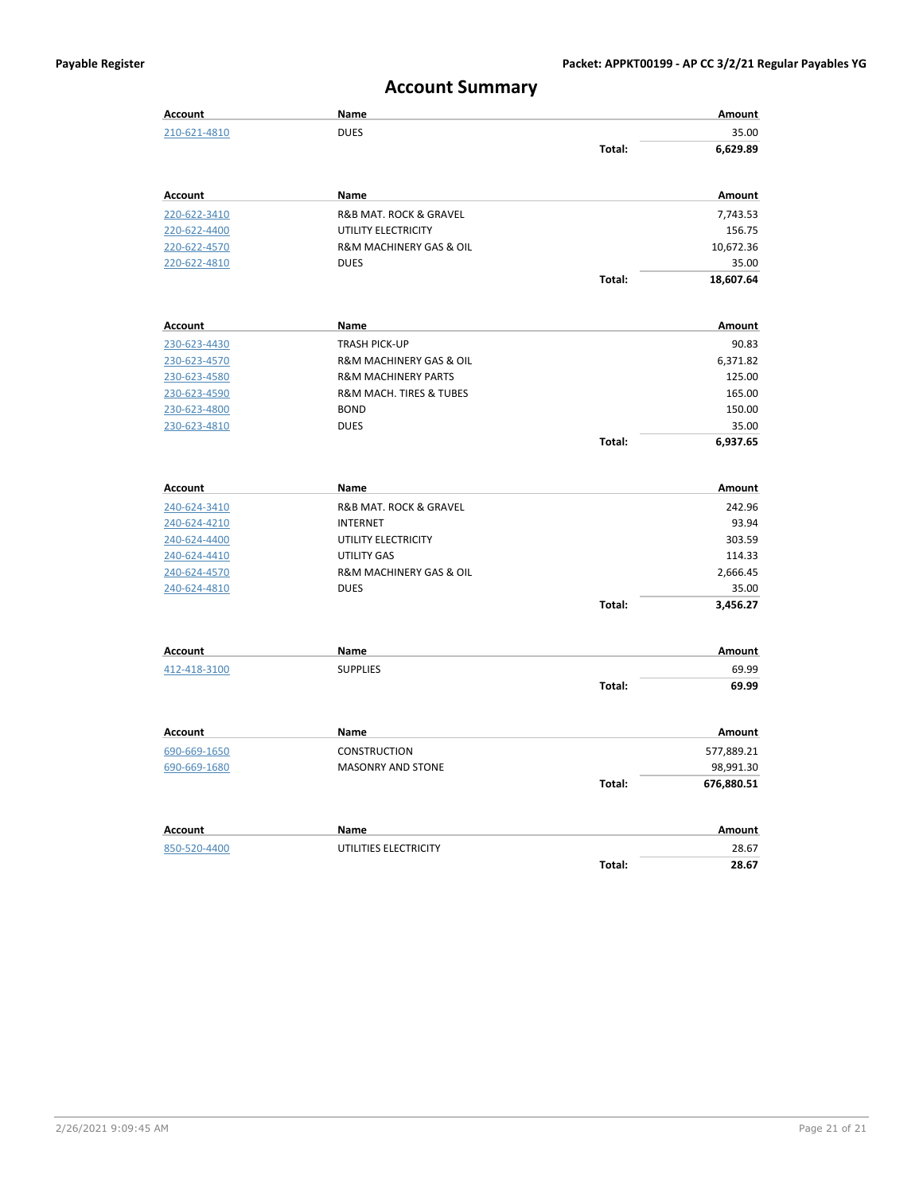# Account Summary

| Account | Name | | Amount |
|---|---|---|---|
| 210-621-4810 | DUES | | 35.00 |
| | | Total: | 6,629.89 |

| Account | Name | | Amount |
|---|---|---|---|
| 220-622-3410 | R&B MAT. ROCK & GRAVEL | | 7,743.53 |
| 220-622-4400 | UTILITY ELECTRICITY | | 156.75 |
| 220-622-4570 | R&M MACHINERY GAS & OIL | | 10,672.36 |
| 220-622-4810 | DUES | | 35.00 |
| | | Total: | 18,607.64 |

| Account | Name | | Amount |
|---|---|---|---|
| 230-623-4430 | TRASH PICK-UP | | 90.83 |
| 230-623-4570 | R&M MACHINERY GAS & OIL | | 6,371.82 |
| 230-623-4580 | R&M MACHINERY PARTS | | 125.00 |
| 230-623-4590 | R&M MACH. TIRES & TUBES | | 165.00 |
| 230-623-4800 | BOND | | 150.00 |
| 230-623-4810 | DUES | | 35.00 |
| | | Total: | 6,937.65 |

| Account | Name | | Amount |
|---|---|---|---|
| 240-624-3410 | R&B MAT. ROCK & GRAVEL | | 242.96 |
| 240-624-4210 | INTERNET | | 93.94 |
| 240-624-4400 | UTILITY ELECTRICITY | | 303.59 |
| 240-624-4410 | UTILITY GAS | | 114.33 |
| 240-624-4570 | R&M MACHINERY GAS & OIL | | 2,666.45 |
| 240-624-4810 | DUES | | 35.00 |
| | | Total: | 3,456.27 |

| Account | Name | | Amount |
|---|---|---|---|
| 412-418-3100 | SUPPLIES | | 69.99 |
| | | Total: | 69.99 |

| Account | Name | | Amount |
|---|---|---|---|
| 690-669-1650 | CONSTRUCTION | | 577,889.21 |
| 690-669-1680 | MASONRY AND STONE | | 98,991.30 |
| | | Total: | 676,880.51 |

| Account | Name | | Amount |
|---|---|---|---|
| 850-520-4400 | UTILITIES ELECTRICITY | | 28.67 |
| | | Total: | 28.67 |